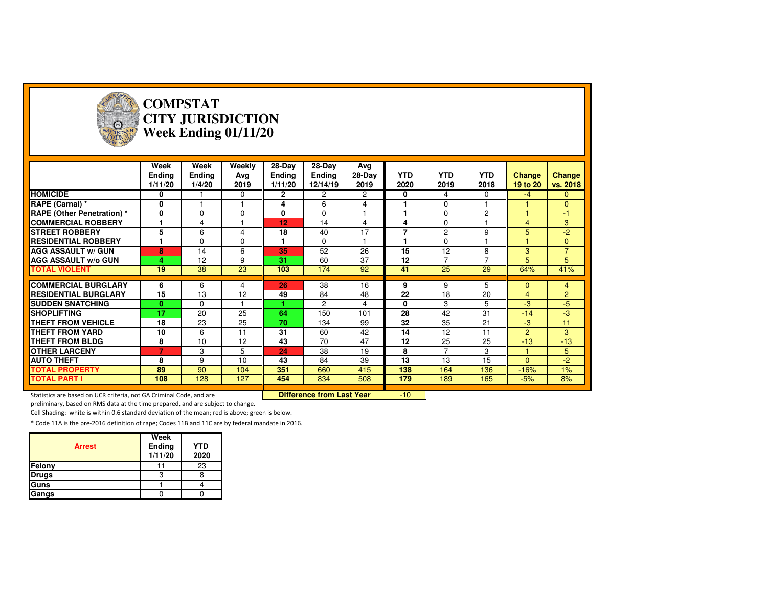# COMPSTAT
# CITY JURISDICTION
## Week Ending 01/11/20

| | Week Ending 1/11/20 | Week Ending 1/4/20 | Weekly Avg 2019 | 28-Day Ending 1/11/20 | 28-Day Ending 12/14/19 | Avg 28-Day 2019 | YTD 2020 | YTD 2019 | YTD 2018 | Change 19 to 20 | Change vs. 2018 |
|---|---|---|---|---|---|---|---|---|---|---|---|
| **HOMICIDE** | 0 | 1 | 0 | 2 | 2 | 2 | 0 | 4 | 0 | -4 | 0 |
| **RAPE (Carnal) *** | 0 | 1 | 1 | 4 | 6 | 4 | 1 | 0 | 1 | 1 | 0 |
| **RAPE (Other Penetration) *** | 0 | 0 | 0 | 0 | 0 | 1 | 1 | 0 | 2 | 1 | -1 |
| **COMMERCIAL ROBBERY** | 1 | 4 | 1 | 12 | 14 | 4 | 4 | 0 | 1 | 4 | 3 |
| **STREET ROBBERY** | 5 | 6 | 4 | 18 | 40 | 17 | 7 | 2 | 9 | 5 | -2 |
| **RESIDENTIAL ROBBERY** | 1 | 0 | 0 | 1 | 0 | 1 | 1 | 0 | 1 | 1 | 0 |
| **AGG ASSAULT w/ GUN** | 8 | 14 | 6 | 35 | 52 | 26 | 15 | 12 | 8 | 3 | 7 |
| **AGG ASSAULT w/o GUN** | 4 | 12 | 9 | 31 | 60 | 37 | 12 | 7 | 7 | 5 | 5 |
| **TOTAL VIOLENT** | 19 | 38 | 23 | 103 | 174 | 92 | 41 | 25 | 29 | 64% | 41% |
| **COMMERCIAL BURGLARY** | 6 | 6 | 4 | 26 | 38 | 16 | 9 | 9 | 5 | 0 | 4 |
| **RESIDENTIAL BURGLARY** | 15 | 13 | 12 | 49 | 84 | 48 | 22 | 18 | 20 | 4 | 2 |
| **SUDDEN SNATCHING** | 0 | 0 | 1 | 1 | 2 | 4 | 0 | 3 | 5 | -3 | -5 |
| **SHOPLIFTING** | 17 | 20 | 25 | 64 | 150 | 101 | 28 | 42 | 31 | -14 | -3 |
| **THEFT FROM VEHICLE** | 18 | 23 | 25 | 70 | 134 | 99 | 32 | 35 | 21 | -3 | 11 |
| **THEFT FROM YARD** | 10 | 6 | 11 | 31 | 60 | 42 | 14 | 12 | 11 | 2 | 3 |
| **THEFT FROM BLDG** | 8 | 10 | 12 | 43 | 70 | 47 | 12 | 25 | 25 | -13 | -13 |
| **OTHER LARCENY** | 7 | 3 | 5 | 24 | 38 | 19 | 8 | 7 | 3 | 1 | 5 |
| **AUTO THEFT** | 8 | 9 | 10 | 43 | 84 | 39 | 13 | 13 | 15 | 0 | -2 |
| **TOTAL PROPERTY** | 89 | 90 | 104 | 351 | 660 | 415 | 138 | 164 | 136 | -16% | 1% |
| **TOTAL PART I** | 108 | 128 | 127 | 454 | 834 | 508 | 179 | 189 | 165 | -5% | 8% |
| | | | | **Difference from Last Year** | | | -10 | | | | |

Statistics are based on UCR criteria, not GA Criminal Code, and are preliminary, based on RMS data at the time prepared, and are subject to change.

Cell Shading: white is within 0.6 standard deviation of the mean; red is above; green is below.

* Code 11A is the pre-2016 definition of rape; Codes 11B and 11C are by federal mandate in 2016.

| Arrest | Week Ending 1/11/20 | YTD 2020 |
|---|---|---|
| Felony | 11 | 23 |
| Drugs | 3 | 8 |
| Guns | 1 | 4 |
| Gangs | 0 | 0 |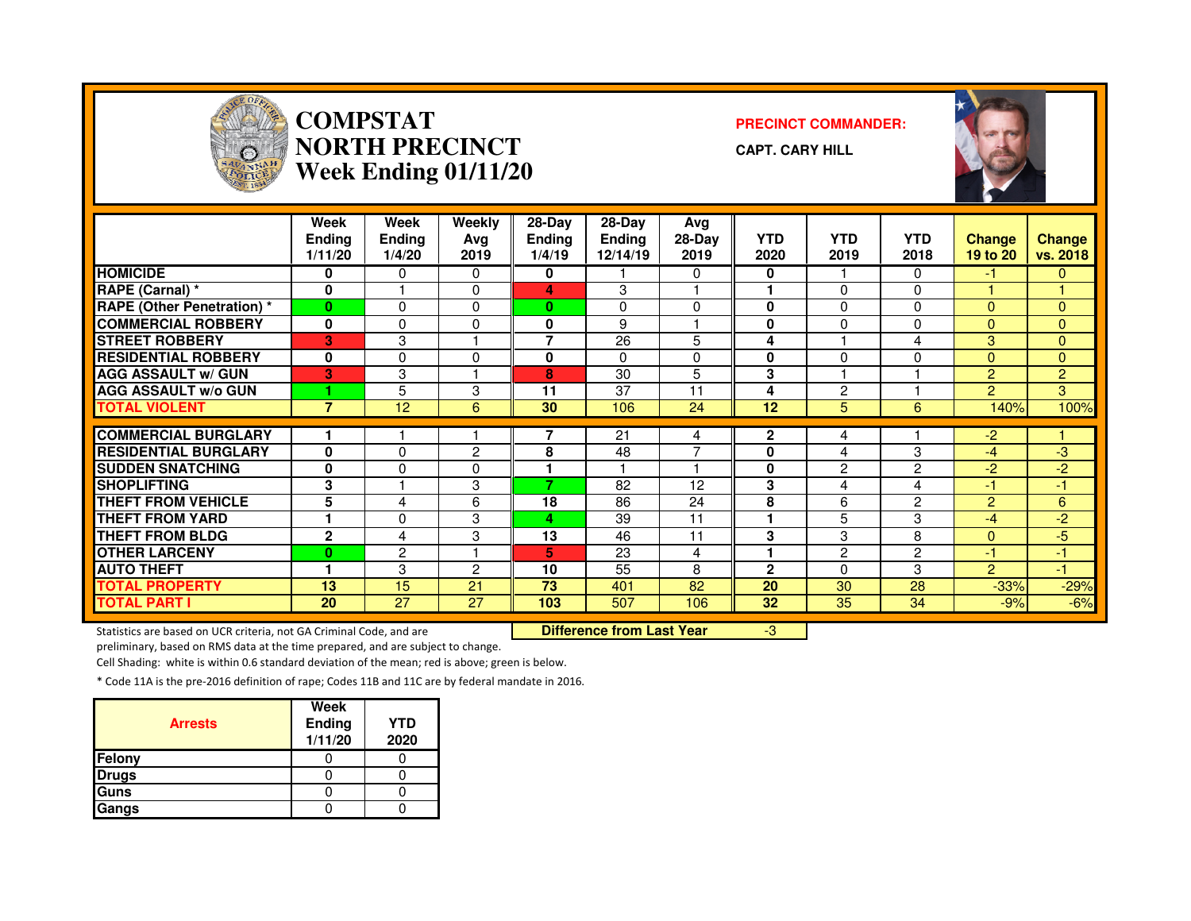# COMPSTAT NORTH PRECINCT Week Ending 01/11/20

**PRECINCT COMMANDER:**

**CAPT. CARY HILL**

| | Week Ending 1/11/20 | Week Ending 1/4/20 | Weekly Avg 2019 | 28-Day Ending 1/4/19 | 28-Day Ending 12/14/19 | Avg 28-Day 2019 | YTD 2020 | YTD 2019 | YTD 2018 | Change 19 to 20 | Change vs. 2018 |
|---|---|---|---|---|---|---|---|---|---|---|---|
| HOMICIDE | 0 | 0 | 0 | 0 | 1 | 0 | 0 | 1 | 0 | -1 | 0 |
| RAPE (Carnal) * | 0 | 1 | 0 | 4 | 3 | 1 | 1 | 0 | 0 | 1 | 1 |
| RAPE (Other Penetration) * | 0 | 0 | 0 | 0 | 0 | 0 | 0 | 0 | 0 | 0 | 0 |
| COMMERCIAL ROBBERY | 0 | 0 | 0 | 0 | 9 | 1 | 0 | 0 | 0 | 0 | 0 |
| STREET ROBBERY | 3 | 3 | 1 | 7 | 26 | 5 | 4 | 1 | 4 | 3 | 0 |
| RESIDENTIAL ROBBERY | 0 | 0 | 0 | 0 | 0 | 0 | 0 | 0 | 0 | 0 | 0 |
| AGG ASSAULT w/ GUN | 3 | 3 | 1 | 8 | 30 | 5 | 3 | 1 | 1 | 2 | 2 |
| AGG ASSAULT w/o GUN | 1 | 5 | 3 | 11 | 37 | 11 | 4 | 2 | 1 | 2 | 3 |
| TOTAL VIOLENT | 7 | 12 | 6 | 30 | 106 | 24 | 12 | 5 | 6 | 140% | 100% |
| COMMERCIAL BURGLARY | 1 | 1 | 1 | 7 | 21 | 4 | 2 | 4 | 1 | -2 | 1 |
| RESIDENTIAL BURGLARY | 0 | 0 | 2 | 8 | 48 | 7 | 0 | 4 | 3 | -4 | -3 |
| SUDDEN SNATCHING | 0 | 0 | 0 | 1 | 1 | 1 | 0 | 2 | 2 | -2 | -2 |
| SHOPLIFTING | 3 | 1 | 3 | 7 | 82 | 12 | 3 | 4 | 4 | -1 | -1 |
| THEFT FROM VEHICLE | 5 | 4 | 6 | 18 | 86 | 24 | 8 | 6 | 2 | 2 | 6 |
| THEFT FROM YARD | 1 | 0 | 3 | 4 | 39 | 11 | 1 | 5 | 3 | -4 | -2 |
| THEFT FROM BLDG | 2 | 4 | 3 | 13 | 46 | 11 | 3 | 3 | 8 | 0 | -5 |
| OTHER LARCENY | 0 | 2 | 1 | 5 | 23 | 4 | 1 | 2 | 2 | -1 | -1 |
| AUTO THEFT | 1 | 3 | 2 | 10 | 55 | 8 | 2 | 0 | 3 | 2 | -1 |
| TOTAL PROPERTY | 13 | 15 | 21 | 73 | 401 | 82 | 20 | 30 | 28 | -33% | -29% |
| TOTAL PART I | 20 | 27 | 27 | 103 | 507 | 106 | 32 | 35 | 34 | -9% | -6% |

**Difference from Last Year** -3

Statistics are based on UCR criteria, not GA Criminal Code, and are preliminary, based on RMS data at the time prepared, and are subject to change.

Cell Shading: white is within 0.6 standard deviation of the mean; red is above; green is below.

* Code 11A is the pre-2016 definition of rape; Codes 11B and 11C are by federal mandate in 2016.

| Arrests | Week Ending 1/11/20 | YTD 2020 |
|---|---|---|
| Felony | 0 | 0 |
| Drugs | 0 | 0 |
| Guns | 0 | 0 |
| Gangs | 0 | 0 |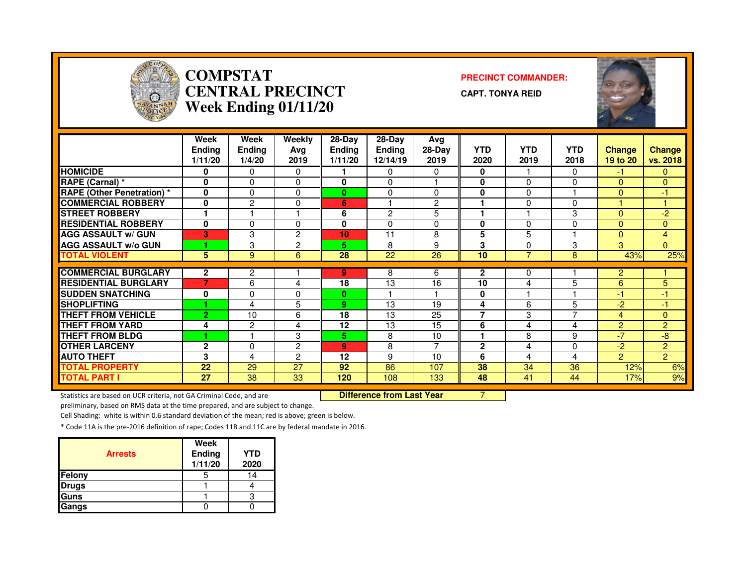# COMPSTAT CENTRAL PRECINCT Week Ending 01/11/20

**PRECINCT COMMANDER:**

**CAPT. TONYA REID**

| | Week Ending 1/11/20 | Week Ending 1/4/20 | Weekly Avg 2019 | 28-Day Ending 1/11/20 | 28-Day Ending 12/14/19 | Avg 28-Day 2019 | YTD 2020 | YTD 2019 | YTD 2018 | Change 19 to 20 | Change vs. 2018 |
|---|---|---|---|---|---|---|---|---|---|---|---|
| HOMICIDE | 0 | 0 | 0 | 1 | 0 | 0 | 0 | 1 | 0 | -1 | 0 |
| RAPE (Carnal) * | 0 | 0 | 0 | 0 | 0 | 1 | 0 | 0 | 0 | 0 | 0 |
| RAPE (Other Penetration) * | 0 | 0 | 0 | 0 | 0 | 0 | 0 | 0 | 1 | 0 | -1 |
| COMMERCIAL ROBBERY | 0 | 2 | 0 | 6 | 1 | 2 | 1 | 0 | 0 | 1 | 1 |
| STREET ROBBERY | 1 | 1 | 1 | 6 | 2 | 5 | 1 | 1 | 3 | 0 | -2 |
| RESIDENTIAL ROBBERY | 0 | 0 | 0 | 0 | 0 | 0 | 0 | 0 | 0 | 0 | 0 |
| AGG ASSAULT w/ GUN | 3 | 3 | 2 | 10 | 11 | 8 | 5 | 5 | 1 | 0 | 4 |
| AGG ASSAULT w/o GUN | 1 | 3 | 2 | 5 | 8 | 9 | 3 | 0 | 3 | 3 | 0 |
| TOTAL VIOLENT | 5 | 9 | 6 | 28 | 22 | 26 | 10 | 7 | 8 | 43% | 25% |
| COMMERCIAL BURGLARY | 2 | 2 | 1 | 9 | 8 | 6 | 2 | 0 | 1 | 2 | 1 |
| RESIDENTIAL BURGLARY | 7 | 6 | 4 | 18 | 13 | 16 | 10 | 4 | 5 | 6 | 5 |
| SUDDEN SNATCHING | 0 | 0 | 0 | 0 | 1 | 1 | 0 | 1 | 1 | -1 | -1 |
| SHOPLIFTING | 1 | 4 | 5 | 9 | 13 | 19 | 4 | 6 | 5 | -2 | -1 |
| THEFT FROM VEHICLE | 2 | 10 | 6 | 18 | 13 | 25 | 7 | 3 | 7 | 4 | 0 |
| THEFT FROM YARD | 4 | 2 | 4 | 12 | 13 | 15 | 6 | 4 | 4 | 2 | 2 |
| THEFT FROM BLDG | 1 | 1 | 3 | 5 | 8 | 10 | 1 | 8 | 9 | -7 | -8 |
| OTHER LARCENY | 2 | 0 | 2 | 9 | 8 | 7 | 2 | 4 | 0 | -2 | 2 |
| AUTO THEFT | 3 | 4 | 2 | 12 | 9 | 10 | 6 | 4 | 4 | 2 | 2 |
| TOTAL PROPERTY | 22 | 29 | 27 | 92 | 86 | 107 | 38 | 34 | 36 | 12% | 6% |
| TOTAL PART I | 27 | 38 | 33 | 120 | 108 | 133 | 48 | 41 | 44 | 17% | 9% |

**Difference from Last Year** 7

Statistics are based on UCR criteria, not GA Criminal Code, and are preliminary, based on RMS data at the time prepared, and are subject to change.

Cell Shading: white is within 0.6 standard deviation of the mean; red is above; green is below.

* Code 11A is the pre-2016 definition of rape; Codes 11B and 11C are by federal mandate in 2016.

| Arrests | Week Ending 1/11/20 | YTD 2020 |
|---|---|---|
| Felony | 5 | 14 |
| Drugs | 1 | 4 |
| Guns | 1 | 3 |
| Gangs | 0 | 0 |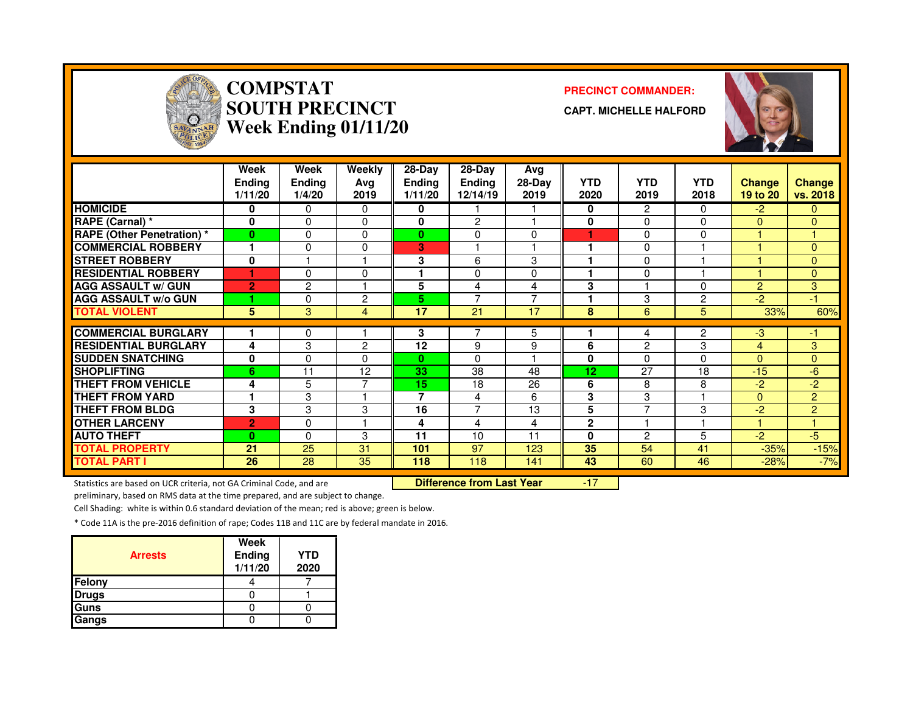# COMPSTAT SOUTH PRECINCT Week Ending 01/11/20

**PRECINCT COMMANDER:**

**CAPT. MICHELLE HALFORD**

| | Week Ending 1/11/20 | Week Ending 1/4/20 | Weekly Avg 2019 | 28-Day Ending 1/11/20 | 28-Day Ending 12/14/19 | Avg 28-Day 2019 | YTD 2020 | YTD 2019 | YTD 2018 | Change 19 to 20 | Change vs. 2018 |
|---|---|---|---|---|---|---|---|---|---|---|---|
| HOMICIDE | 0 | 0 | 0 | 0 | 1 | 1 | 0 | 2 | 0 | -2 | 0 |
| RAPE (Carnal) * | 0 | 0 | 0 | 0 | 2 | 1 | 0 | 0 | 0 | 0 | 0 |
| RAPE (Other Penetration) * | 0 | 0 | 0 | 0 | 0 | 0 | 1 | 0 | 0 | 1 | 1 |
| COMMERCIAL ROBBERY | 1 | 0 | 0 | 3 | 1 | 1 | 1 | 0 | 1 | 1 | 0 |
| STREET ROBBERY | 0 | 1 | 1 | 3 | 6 | 3 | 1 | 0 | 1 | 1 | 0 |
| RESIDENTIAL ROBBERY | 1 | 0 | 0 | 1 | 0 | 0 | 1 | 0 | 1 | 1 | 0 |
| AGG ASSAULT w/ GUN | 2 | 2 | 1 | 5 | 4 | 4 | 3 | 1 | 0 | 2 | 3 |
| AGG ASSAULT w/o GUN | 1 | 0 | 2 | 5 | 7 | 7 | 1 | 3 | 2 | -2 | -1 |
| TOTAL VIOLENT | 5 | 3 | 4 | 17 | 21 | 17 | 8 | 6 | 5 | 33% | 60% |
| COMMERCIAL BURGLARY | 1 | 0 | 1 | 3 | 7 | 5 | 1 | 4 | 2 | -3 | -1 |
| RESIDENTIAL BURGLARY | 4 | 3 | 2 | 12 | 9 | 9 | 6 | 2 | 3 | 4 | 3 |
| SUDDEN SNATCHING | 0 | 0 | 0 | 0 | 0 | 1 | 0 | 0 | 0 | 0 | 0 |
| SHOPLIFTING | 6 | 11 | 12 | 33 | 38 | 48 | 12 | 27 | 18 | -15 | -6 |
| THEFT FROM VEHICLE | 4 | 5 | 7 | 15 | 18 | 26 | 6 | 8 | 8 | -2 | -2 |
| THEFT FROM YARD | 1 | 3 | 1 | 7 | 4 | 6 | 3 | 3 | 1 | 0 | 2 |
| THEFT FROM BLDG | 3 | 3 | 3 | 16 | 7 | 13 | 5 | 7 | 3 | -2 | 2 |
| OTHER LARCENY | 2 | 0 | 1 | 4 | 4 | 4 | 2 | 1 | 1 | 1 | 1 |
| AUTO THEFT | 0 | 0 | 3 | 11 | 10 | 11 | 0 | 2 | 5 | -2 | -5 |
| TOTAL PROPERTY | 21 | 25 | 31 | 101 | 97 | 123 | 35 | 54 | 41 | -35% | -15% |
| TOTAL PART I | 26 | 28 | 35 | 118 | 118 | 141 | 43 | 60 | 46 | -28% | -7% |

**Difference from Last Year** -17

Statistics are based on UCR criteria, not GA Criminal Code, and are preliminary, based on RMS data at the time prepared, and are subject to change.

Cell Shading: white is within 0.6 standard deviation of the mean; red is above; green is below.

* Code 11A is the pre-2016 definition of rape; Codes 11B and 11C are by federal mandate in 2016.

| Arrests | Week Ending 1/11/20 | YTD 2020 |
|---|---|---|
| Felony | 4 | 7 |
| Drugs | 0 | 1 |
| Guns | 0 | 0 |
| Gangs | 0 | 0 |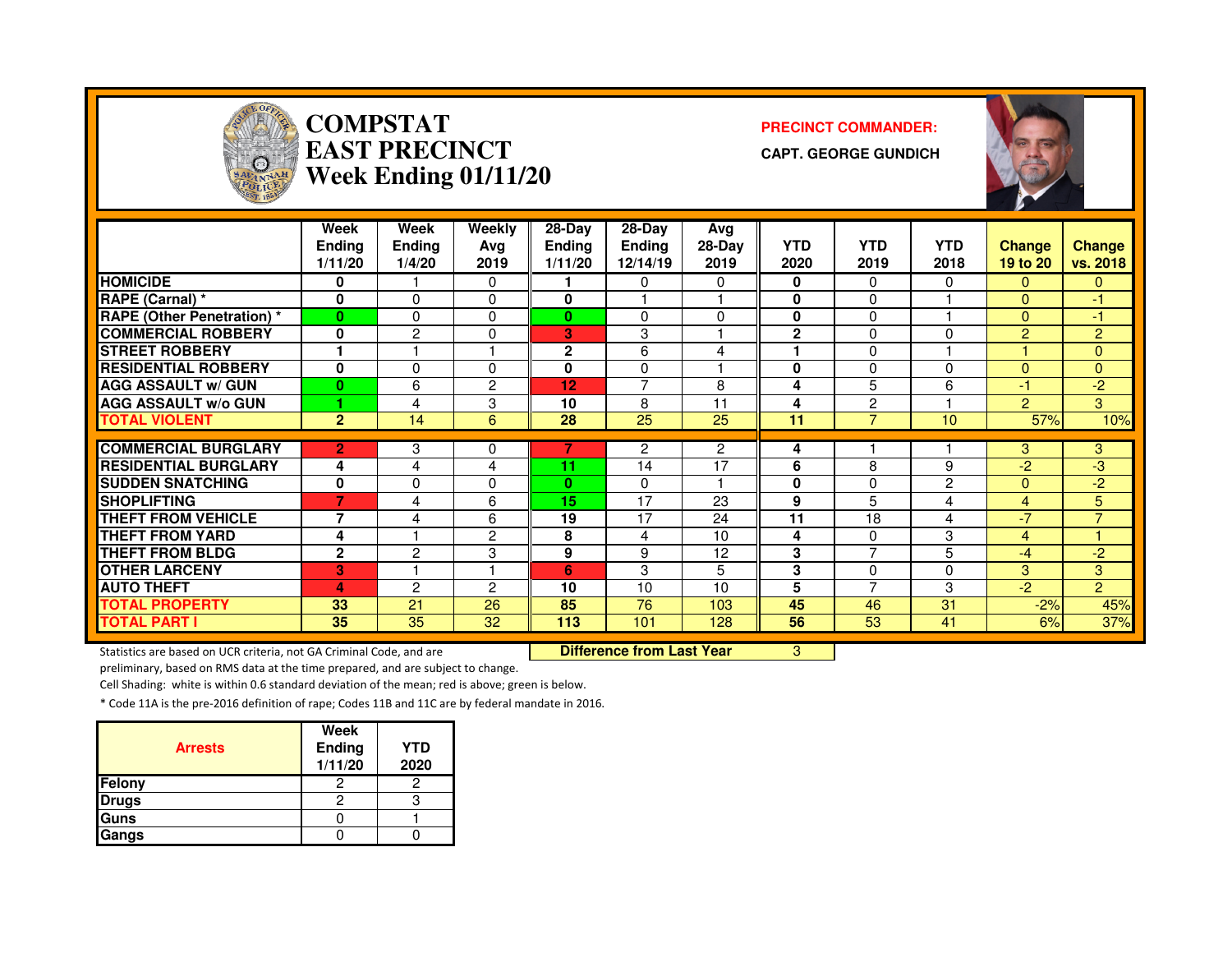# COMPSTAT
# EAST PRECINCT
# Week Ending 01/11/20

**PRECINCT COMMANDER:**

**CAPT. GEORGE GUNDICH**

| | Week Ending 1/11/20 | Week Ending 1/4/20 | Weekly Avg 2019 | 28-Day Ending 1/11/20 | 28-Day Ending 12/14/19 | Avg 28-Day 2019 | YTD 2020 | YTD 2019 | YTD 2018 | Change 19 to 20 | Change vs. 2018 |
|---|---|---|---|---|---|---|---|---|---|---|---|
| HOMICIDE | 0 | 1 | 0 | 1 | 0 | 0 | 0 | 0 | 0 | 0 | 0 |
| RAPE (Carnal) * | 0 | 0 | 0 | 0 | 1 | 1 | 0 | 0 | 1 | 0 | -1 |
| RAPE (Other Penetration) * | 0 | 0 | 0 | 0 | 0 | 0 | 0 | 0 | 1 | 0 | -1 |
| COMMERCIAL ROBBERY | 0 | 2 | 0 | 3 | 3 | 1 | 2 | 0 | 0 | 2 | 2 |
| STREET ROBBERY | 1 | 1 | 1 | 2 | 6 | 4 | 1 | 0 | 1 | 1 | 0 |
| RESIDENTIAL ROBBERY | 0 | 0 | 0 | 0 | 0 | 1 | 0 | 0 | 0 | 0 | 0 |
| AGG ASSAULT w/ GUN | 0 | 6 | 2 | 12 | 7 | 8 | 4 | 5 | 6 | -1 | -2 |
| AGG ASSAULT w/o GUN | 1 | 4 | 3 | 10 | 8 | 11 | 4 | 2 | 1 | 2 | 3 |
| TOTAL VIOLENT | 2 | 14 | 6 | 28 | 25 | 25 | 11 | 7 | 10 | 57% | 10% |
| COMMERCIAL BURGLARY | 2 | 3 | 0 | 7 | 2 | 2 | 4 | 1 | 1 | 3 | 3 |
| RESIDENTIAL BURGLARY | 4 | 4 | 4 | 11 | 14 | 17 | 6 | 8 | 9 | -2 | -3 |
| SUDDEN SNATCHING | 0 | 0 | 0 | 0 | 0 | 1 | 0 | 0 | 2 | 0 | -2 |
| SHOPLIFTING | 7 | 4 | 6 | 15 | 17 | 23 | 9 | 5 | 4 | 4 | 5 |
| THEFT FROM VEHICLE | 7 | 4 | 6 | 19 | 17 | 24 | 11 | 18 | 4 | -7 | 7 |
| THEFT FROM YARD | 4 | 1 | 2 | 8 | 4 | 10 | 4 | 0 | 3 | 4 | 1 |
| THEFT FROM BLDG | 2 | 2 | 3 | 9 | 9 | 12 | 3 | 7 | 5 | -4 | -2 |
| OTHER LARCENY | 3 | 1 | 1 | 6 | 3 | 5 | 3 | 0 | 0 | 3 | 3 |
| AUTO THEFT | 4 | 2 | 2 | 10 | 10 | 10 | 5 | 7 | 3 | -2 | 2 |
| TOTAL PROPERTY | 33 | 21 | 26 | 85 | 76 | 103 | 45 | 46 | 31 | -2% | 45% |
| TOTAL PART I | 35 | 35 | 32 | 113 | 101 | 128 | 56 | 53 | 41 | 6% | 37% |

**Difference from Last Year** 3

Statistics are based on UCR criteria, not GA Criminal Code, and are preliminary, based on RMS data at the time prepared, and are subject to change.

Cell Shading: white is within 0.6 standard deviation of the mean; red is above; green is below.

* Code 11A is the pre-2016 definition of rape; Codes 11B and 11C are by federal mandate in 2016.

| Arrests | Week Ending 1/11/20 | YTD 2020 |
|---|---|---|
| Felony | 2 | 2 |
| Drugs | 2 | 3 |
| Guns | 0 | 1 |
| Gangs | 0 | 0 |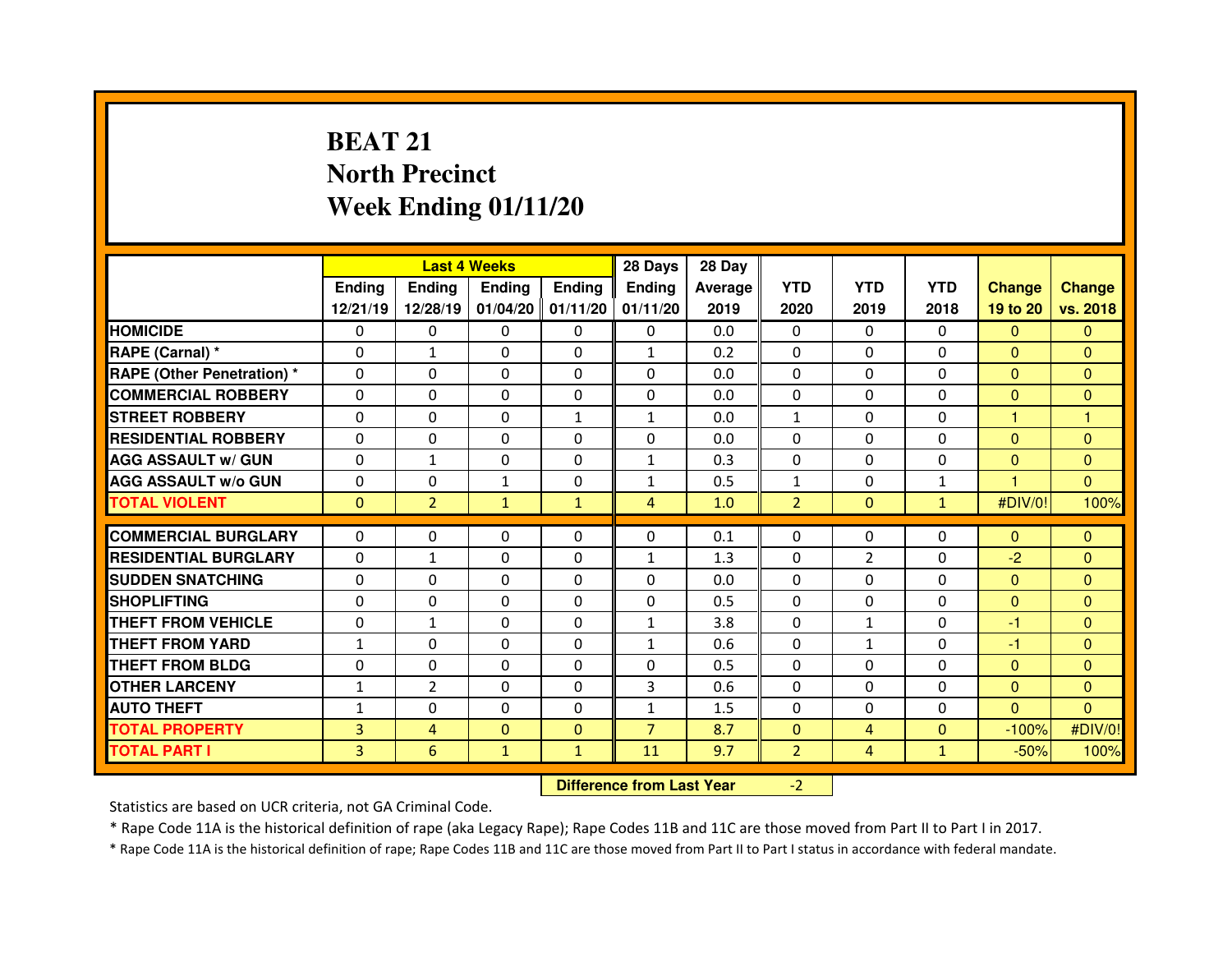# BEAT 21
## North Precinct
## Week Ending 01/11/20

| | Last 4 Weeks | | | | 28 Days | 28 Day | YTD | YTD | YTD | Change | Change |
|---|---|---|---|---|---|---|---|---|---|---|---|
| | Ending 12/21/19 | Ending 12/28/19 | Ending 01/04/20 | Ending 01/11/20 | Ending 01/11/20 | Average 2019 | 2020 | 2019 | 2018 | 19 to 20 | vs. 2018 |
| **HOMICIDE** | 0 | 0 | 0 | 0 | 0 | 0.0 | 0 | 0 | 0 | 0 | 0 |
| **RAPE (Carnal) *** | 0 | 1 | 0 | 0 | 1 | 0.2 | 0 | 0 | 0 | 0 | 0 |
| **RAPE (Other Penetration) *** | 0 | 0 | 0 | 0 | 0 | 0.0 | 0 | 0 | 0 | 0 | 0 |
| **COMMERCIAL ROBBERY** | 0 | 0 | 0 | 0 | 0 | 0.0 | 0 | 0 | 0 | 0 | 0 |
| **STREET ROBBERY** | 0 | 0 | 0 | 1 | 1 | 0.0 | 1 | 0 | 0 | 1 | 1 |
| **RESIDENTIAL ROBBERY** | 0 | 0 | 0 | 0 | 0 | 0.0 | 0 | 0 | 0 | 0 | 0 |
| **AGG ASSAULT w/ GUN** | 0 | 1 | 0 | 0 | 1 | 0.3 | 0 | 0 | 0 | 0 | 0 |
| **AGG ASSAULT w/o GUN** | 0 | 0 | 1 | 0 | 1 | 0.5 | 1 | 0 | 1 | 1 | 0 |
| **TOTAL VIOLENT** | 0 | 2 | 1 | 1 | 4 | 1.0 | 2 | 0 | 1 | #DIV/0! | 100% |
| **COMMERCIAL BURGLARY** | 0 | 0 | 0 | 0 | 0 | 0.1 | 0 | 0 | 0 | 0 | 0 |
| **RESIDENTIAL BURGLARY** | 0 | 1 | 0 | 0 | 1 | 1.3 | 0 | 2 | 0 | -2 | 0 |
| **SUDDEN SNATCHING** | 0 | 0 | 0 | 0 | 0 | 0.0 | 0 | 0 | 0 | 0 | 0 |
| **SHOPLIFTING** | 0 | 0 | 0 | 0 | 0 | 0.5 | 0 | 0 | 0 | 0 | 0 |
| **THEFT FROM VEHICLE** | 0 | 1 | 0 | 0 | 1 | 3.8 | 0 | 1 | 0 | -1 | 0 |
| **THEFT FROM YARD** | 1 | 0 | 0 | 0 | 1 | 0.6 | 0 | 1 | 0 | -1 | 0 |
| **THEFT FROM BLDG** | 0 | 0 | 0 | 0 | 0 | 0.5 | 0 | 0 | 0 | 0 | 0 |
| **OTHER LARCENY** | 1 | 2 | 0 | 0 | 3 | 0.6 | 0 | 0 | 0 | 0 | 0 |
| **AUTO THEFT** | 1 | 0 | 0 | 0 | 1 | 1.5 | 0 | 0 | 0 | 0 | 0 |
| **TOTAL PROPERTY** | 3 | 4 | 0 | 0 | 7 | 8.7 | 0 | 4 | 0 | -100% | #DIV/0! |
| **TOTAL PART I** | 3 | 6 | 1 | 1 | 11 | 9.7 | 2 | 4 | 1 | -50% | 100% |

| **Difference from Last Year** | -2 |
|---|---|

Statistics are based on UCR criteria, not GA Criminal Code.

* Rape Code 11A is the historical definition of rape (aka Legacy Rape); Rape Codes 11B and 11C are those moved from Part II to Part I in 2017.

* Rape Code 11A is the historical definition of rape; Rape Codes 11B and 11C are those moved from Part II to Part I status in accordance with federal mandate.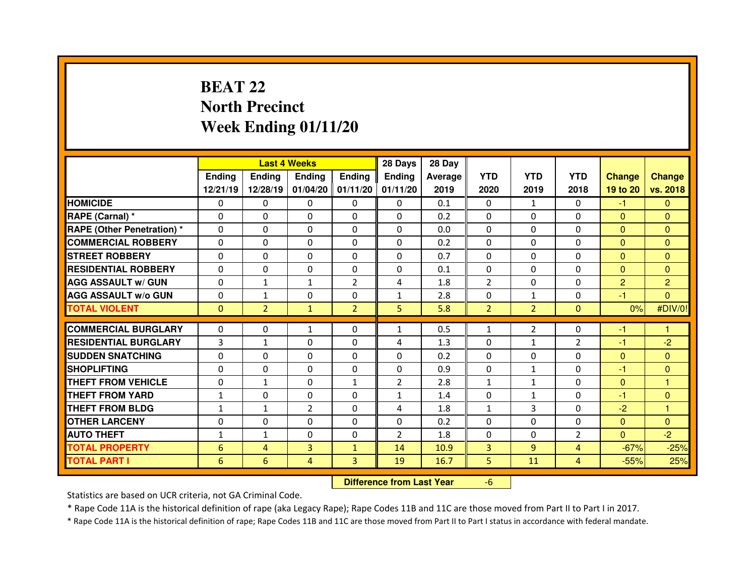# BEAT 22
# North Precinct
# Week Ending 01/11/20

| | Last 4 Weeks | | | | 28 Days | 28 Day | | | | | |
|---|---|---|---|---|---|---|---|---|---|---|---|
| | Ending 12/21/19 | Ending 12/28/19 | Ending 01/04/20 | Ending 01/11/20 | Ending 01/11/20 | Average 2019 | YTD 2020 | YTD 2019 | YTD 2018 | Change 19 to 20 | Change vs. 2018 |
| HOMICIDE | 0 | 0 | 0 | 0 | 0 | 0.1 | 0 | 1 | 0 | -1 | 0 |
| RAPE (Carnal) * | 0 | 0 | 0 | 0 | 0 | 0.2 | 0 | 0 | 0 | 0 | 0 |
| RAPE (Other Penetration) * | 0 | 0 | 0 | 0 | 0 | 0.0 | 0 | 0 | 0 | 0 | 0 |
| COMMERCIAL ROBBERY | 0 | 0 | 0 | 0 | 0 | 0.2 | 0 | 0 | 0 | 0 | 0 |
| STREET ROBBERY | 0 | 0 | 0 | 0 | 0 | 0.7 | 0 | 0 | 0 | 0 | 0 |
| RESIDENTIAL ROBBERY | 0 | 0 | 0 | 0 | 0 | 0.1 | 0 | 0 | 0 | 0 | 0 |
| AGG ASSAULT w/ GUN | 0 | 1 | 1 | 2 | 4 | 1.8 | 2 | 0 | 0 | 2 | 2 |
| AGG ASSAULT w/o GUN | 0 | 1 | 0 | 0 | 1 | 2.8 | 0 | 1 | 0 | -1 | 0 |
| TOTAL VIOLENT | 0 | 2 | 1 | 2 | 5 | 5.8 | 2 | 2 | 0 | 0% | #DIV/0! |
| COMMERCIAL BURGLARY | 0 | 0 | 1 | 0 | 1 | 0.5 | 1 | 2 | 0 | -1 | 1 |
| RESIDENTIAL BURGLARY | 3 | 1 | 0 | 0 | 4 | 1.3 | 0 | 1 | 2 | -1 | -2 |
| SUDDEN SNATCHING | 0 | 0 | 0 | 0 | 0 | 0.2 | 0 | 0 | 0 | 0 | 0 |
| SHOPLIFTING | 0 | 0 | 0 | 0 | 0 | 0.9 | 0 | 1 | 0 | -1 | 0 |
| THEFT FROM VEHICLE | 0 | 1 | 0 | 1 | 2 | 2.8 | 1 | 1 | 0 | 0 | 1 |
| THEFT FROM YARD | 1 | 0 | 0 | 0 | 1 | 1.4 | 0 | 1 | 0 | -1 | 0 |
| THEFT FROM BLDG | 1 | 1 | 2 | 0 | 4 | 1.8 | 1 | 3 | 0 | -2 | 1 |
| OTHER LARCENY | 0 | 0 | 0 | 0 | 0 | 0.2 | 0 | 0 | 0 | 0 | 0 |
| AUTO THEFT | 1 | 1 | 0 | 0 | 2 | 1.8 | 0 | 0 | 2 | 0 | -2 |
| TOTAL PROPERTY | 6 | 4 | 3 | 1 | 14 | 10.9 | 3 | 9 | 4 | -67% | -25% |
| TOTAL PART I | 6 | 6 | 4 | 3 | 19 | 16.7 | 5 | 11 | 4 | -55% | 25% |

| Difference from Last Year | -6 |
|---|---|

Statistics are based on UCR criteria, not GA Criminal Code.

* Rape Code 11A is the historical definition of rape (aka Legacy Rape); Rape Codes 11B and 11C are those moved from Part II to Part I in 2017.

* Rape Code 11A is the historical definition of rape; Rape Codes 11B and 11C are those moved from Part II to Part I status in accordance with federal mandate.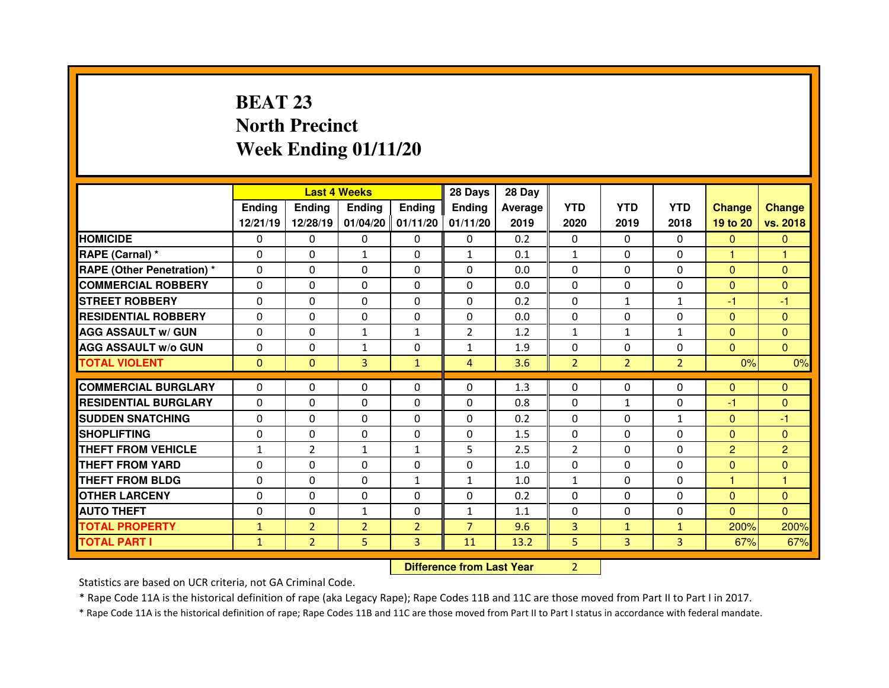# BEAT 23
# North Precinct
# Week Ending 01/11/20

| | Last 4 Weeks | | | | 28 Days | 28 Day | | | | | |
|---|---|---|---|---|---|---|---|---|---|---|---|
| | Ending 12/21/19 | Ending 12/28/19 | Ending 01/04/20 | Ending 01/11/20 | Ending 01/11/20 | Average 2019 | YTD 2020 | YTD 2019 | YTD 2018 | Change 19 to 20 | Change vs. 2018 |
| HOMICIDE | 0 | 0 | 0 | 0 | 0 | 0.2 | 0 | 0 | 0 | 0 | 0 |
| RAPE (Carnal) * | 0 | 0 | 1 | 0 | 1 | 0.1 | 1 | 0 | 0 | 1 | 1 |
| RAPE (Other Penetration) * | 0 | 0 | 0 | 0 | 0 | 0.0 | 0 | 0 | 0 | 0 | 0 |
| COMMERCIAL ROBBERY | 0 | 0 | 0 | 0 | 0 | 0.0 | 0 | 0 | 0 | 0 | 0 |
| STREET ROBBERY | 0 | 0 | 0 | 0 | 0 | 0.2 | 0 | 1 | 1 | -1 | -1 |
| RESIDENTIAL ROBBERY | 0 | 0 | 0 | 0 | 0 | 0.0 | 0 | 0 | 0 | 0 | 0 |
| AGG ASSAULT w/ GUN | 0 | 0 | 1 | 1 | 2 | 1.2 | 1 | 1 | 1 | 0 | 0 |
| AGG ASSAULT w/o GUN | 0 | 0 | 1 | 0 | 1 | 1.9 | 0 | 0 | 0 | 0 | 0 |
| TOTAL VIOLENT | 0 | 0 | 3 | 1 | 4 | 3.6 | 2 | 2 | 2 | 0% | 0% |
| COMMERCIAL BURGLARY | 0 | 0 | 0 | 0 | 0 | 1.3 | 0 | 0 | 0 | 0 | 0 |
| RESIDENTIAL BURGLARY | 0 | 0 | 0 | 0 | 0 | 0.8 | 0 | 1 | 0 | -1 | 0 |
| SUDDEN SNATCHING | 0 | 0 | 0 | 0 | 0 | 0.2 | 0 | 0 | 1 | 0 | -1 |
| SHOPLIFTING | 0 | 0 | 0 | 0 | 0 | 1.5 | 0 | 0 | 0 | 0 | 0 |
| THEFT FROM VEHICLE | 1 | 2 | 1 | 1 | 5 | 2.5 | 2 | 0 | 0 | 2 | 2 |
| THEFT FROM YARD | 0 | 0 | 0 | 0 | 0 | 1.0 | 0 | 0 | 0 | 0 | 0 |
| THEFT FROM BLDG | 0 | 0 | 0 | 1 | 1 | 1.0 | 1 | 0 | 0 | 1 | 1 |
| OTHER LARCENY | 0 | 0 | 0 | 0 | 0 | 0.2 | 0 | 0 | 0 | 0 | 0 |
| AUTO THEFT | 0 | 0 | 1 | 0 | 1 | 1.1 | 0 | 0 | 0 | 0 | 0 |
| TOTAL PROPERTY | 1 | 2 | 2 | 2 | 7 | 9.6 | 3 | 1 | 1 | 200% | 200% |
| TOTAL PART I | 1 | 2 | 5 | 3 | 11 | 13.2 | 5 | 3 | 3 | 67% | 67% |

**Difference from Last Year** 2

Statistics are based on UCR criteria, not GA Criminal Code.

* Rape Code 11A is the historical definition of rape (aka Legacy Rape); Rape Codes 11B and 11C are those moved from Part II to Part I in 2017.

* Rape Code 11A is the historical definition of rape; Rape Codes 11B and 11C are those moved from Part II to Part I status in accordance with federal mandate.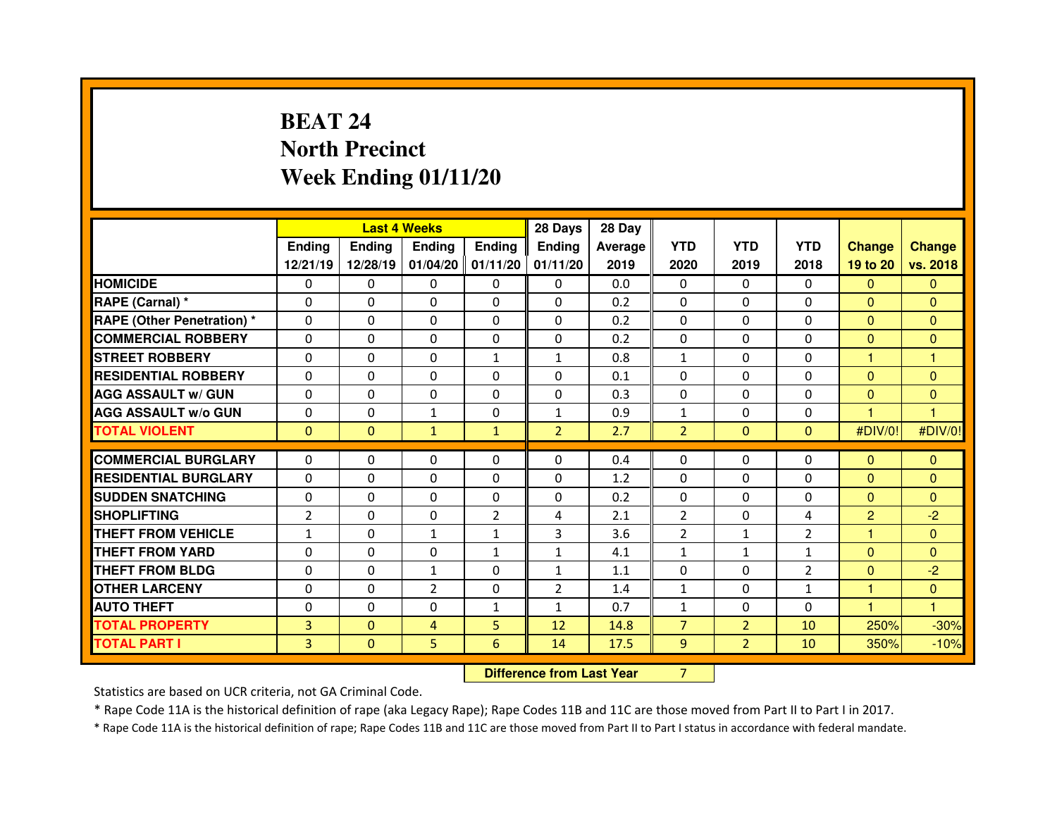# BEAT 24
# North Precinct
# Week Ending 01/11/20

| | Last 4 Weeks | | | | 28 Days | 28 Day | YTD | YTD | YTD | Change | Change |
|---|---|---|---|---|---|---|---|---|---|---|---|
| | Ending 12/21/19 | Ending 12/28/19 | Ending 01/04/20 | Ending 01/11/20 | Ending 01/11/20 | Average 2019 | 2020 | 2019 | 2018 | 19 to 20 | vs. 2018 |
| HOMICIDE | 0 | 0 | 0 | 0 | 0 | 0.0 | 0 | 0 | 0 | 0 | 0 |
| RAPE (Carnal) * | 0 | 0 | 0 | 0 | 0 | 0.2 | 0 | 0 | 0 | 0 | 0 |
| RAPE (Other Penetration) * | 0 | 0 | 0 | 0 | 0 | 0.2 | 0 | 0 | 0 | 0 | 0 |
| COMMERCIAL ROBBERY | 0 | 0 | 0 | 0 | 0 | 0.2 | 0 | 0 | 0 | 0 | 0 |
| STREET ROBBERY | 0 | 0 | 0 | 1 | 1 | 0.8 | 1 | 0 | 0 | 1 | 1 |
| RESIDENTIAL ROBBERY | 0 | 0 | 0 | 0 | 0 | 0.1 | 0 | 0 | 0 | 0 | 0 |
| AGG ASSAULT w/ GUN | 0 | 0 | 0 | 0 | 0 | 0.3 | 0 | 0 | 0 | 0 | 0 |
| AGG ASSAULT w/o GUN | 0 | 0 | 1 | 0 | 1 | 0.9 | 1 | 0 | 0 | 1 | 1 |
| TOTAL VIOLENT | 0 | 0 | 1 | 1 | 2 | 2.7 | 2 | 0 | 0 | #DIV/0! | #DIV/0! |
| COMMERCIAL BURGLARY | 0 | 0 | 0 | 0 | 0 | 0.4 | 0 | 0 | 0 | 0 | 0 |
| RESIDENTIAL BURGLARY | 0 | 0 | 0 | 0 | 0 | 1.2 | 0 | 0 | 0 | 0 | 0 |
| SUDDEN SNATCHING | 0 | 0 | 0 | 0 | 0 | 0.2 | 0 | 0 | 0 | 0 | 0 |
| SHOPLIFTING | 2 | 0 | 0 | 2 | 4 | 2.1 | 2 | 0 | 4 | 2 | -2 |
| THEFT FROM VEHICLE | 1 | 0 | 1 | 1 | 3 | 3.6 | 2 | 1 | 2 | 1 | 0 |
| THEFT FROM YARD | 0 | 0 | 0 | 1 | 1 | 4.1 | 1 | 1 | 1 | 0 | 0 |
| THEFT FROM BLDG | 0 | 0 | 1 | 0 | 1 | 1.1 | 0 | 0 | 2 | 0 | -2 |
| OTHER LARCENY | 0 | 0 | 2 | 0 | 2 | 1.4 | 1 | 0 | 1 | 1 | 0 |
| AUTO THEFT | 0 | 0 | 0 | 1 | 1 | 0.7 | 1 | 0 | 0 | 1 | 1 |
| TOTAL PROPERTY | 3 | 0 | 4 | 5 | 12 | 14.8 | 7 | 2 | 10 | 250% | -30% |
| TOTAL PART I | 3 | 0 | 5 | 6 | 14 | 17.5 | 9 | 2 | 10 | 350% | -10% |

**Difference from Last Year** 7

Statistics are based on UCR criteria, not GA Criminal Code.

* Rape Code 11A is the historical definition of rape (aka Legacy Rape); Rape Codes 11B and 11C are those moved from Part II to Part I in 2017.

* Rape Code 11A is the historical definition of rape; Rape Codes 11B and 11C are those moved from Part II to Part I status in accordance with federal mandate.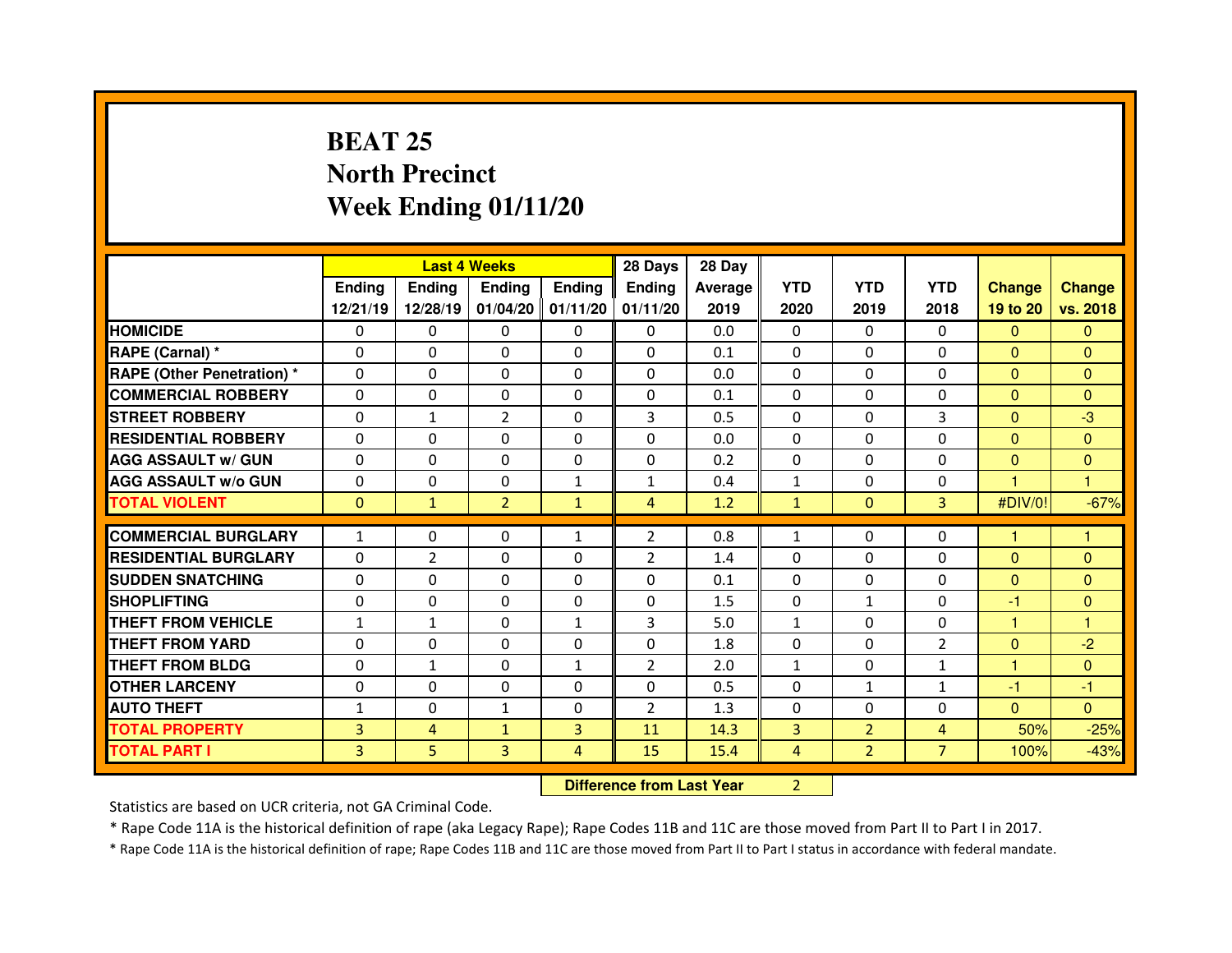# BEAT 25
# North Precinct
# Week Ending 01/11/20

| | Last 4 Weeks | | | | 28 Days | 28 Day | | | | | |
|---|---|---|---|---|---|---|---|---|---|---|---|
| | Ending 12/21/19 | Ending 12/28/19 | Ending 01/04/20 | Ending 01/11/20 | Ending 01/11/20 | Average 2019 | YTD 2020 | YTD 2019 | YTD 2018 | Change 19 to 20 | Change vs. 2018 |
| HOMICIDE | 0 | 0 | 0 | 0 | 0 | 0.0 | 0 | 0 | 0 | 0 | 0 |
| RAPE (Carnal) * | 0 | 0 | 0 | 0 | 0 | 0.1 | 0 | 0 | 0 | 0 | 0 |
| RAPE (Other Penetration) * | 0 | 0 | 0 | 0 | 0 | 0.0 | 0 | 0 | 0 | 0 | 0 |
| COMMERCIAL ROBBERY | 0 | 0 | 0 | 0 | 0 | 0.1 | 0 | 0 | 0 | 0 | 0 |
| STREET ROBBERY | 0 | 1 | 2 | 0 | 3 | 0.5 | 0 | 0 | 3 | 0 | -3 |
| RESIDENTIAL ROBBERY | 0 | 0 | 0 | 0 | 0 | 0.0 | 0 | 0 | 0 | 0 | 0 |
| AGG ASSAULT w/ GUN | 0 | 0 | 0 | 0 | 0 | 0.2 | 0 | 0 | 0 | 0 | 0 |
| AGG ASSAULT w/o GUN | 0 | 0 | 0 | 1 | 1 | 0.4 | 1 | 0 | 0 | 1 | 1 |
| TOTAL VIOLENT | 0 | 1 | 2 | 1 | 4 | 1.2 | 1 | 0 | 3 | #DIV/0! | -67% |
| COMMERCIAL BURGLARY | 1 | 0 | 0 | 1 | 2 | 0.8 | 1 | 0 | 0 | 1 | 1 |
| RESIDENTIAL BURGLARY | 0 | 2 | 0 | 0 | 2 | 1.4 | 0 | 0 | 0 | 0 | 0 |
| SUDDEN SNATCHING | 0 | 0 | 0 | 0 | 0 | 0.1 | 0 | 0 | 0 | 0 | 0 |
| SHOPLIFTING | 0 | 0 | 0 | 0 | 0 | 1.5 | 0 | 1 | 0 | -1 | 0 |
| THEFT FROM VEHICLE | 1 | 1 | 0 | 1 | 3 | 5.0 | 1 | 0 | 0 | 1 | 1 |
| THEFT FROM YARD | 0 | 0 | 0 | 0 | 0 | 1.8 | 0 | 0 | 2 | 0 | -2 |
| THEFT FROM BLDG | 0 | 1 | 0 | 1 | 2 | 2.0 | 1 | 0 | 1 | 1 | 0 |
| OTHER LARCENY | 0 | 0 | 0 | 0 | 0 | 0.5 | 0 | 1 | 1 | -1 | -1 |
| AUTO THEFT | 1 | 0 | 1 | 0 | 2 | 1.3 | 0 | 0 | 0 | 0 | 0 |
| TOTAL PROPERTY | 3 | 4 | 1 | 3 | 11 | 14.3 | 3 | 2 | 4 | 50% | -25% |
| TOTAL PART I | 3 | 5 | 3 | 4 | 15 | 15.4 | 4 | 2 | 7 | 100% | -43% |

**Difference from Last Year** 2

Statistics are based on UCR criteria, not GA Criminal Code.

* Rape Code 11A is the historical definition of rape (aka Legacy Rape); Rape Codes 11B and 11C are those moved from Part II to Part I in 2017.

* Rape Code 11A is the historical definition of rape; Rape Codes 11B and 11C are those moved from Part II to Part I status in accordance with federal mandate.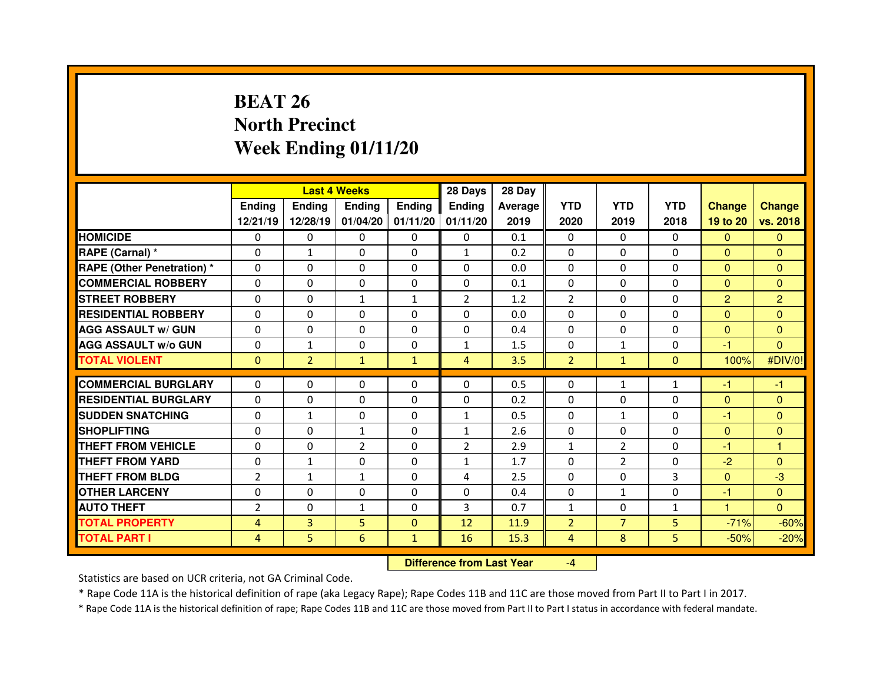# BEAT 26
## North Precinct
## Week Ending 01/11/20

| | Last 4 Weeks | | | | 28 Days | 28 Day | | | | | |
|---|---|---|---|---|---|---|---|---|---|---|---|
| | Ending 12/21/19 | Ending 12/28/19 | Ending 01/04/20 | Ending 01/11/20 | Ending 01/11/20 | Average 2019 | YTD 2020 | YTD 2019 | YTD 2018 | Change 19 to 20 | Change vs. 2018 |
| **HOMICIDE** | 0 | 0 | 0 | 0 | 0 | 0.1 | 0 | 0 | 0 | 0 | 0 |
| **RAPE (Carnal) *** | 0 | 1 | 0 | 0 | 1 | 0.2 | 0 | 0 | 0 | 0 | 0 |
| **RAPE (Other Penetration) *** | 0 | 0 | 0 | 0 | 0 | 0.0 | 0 | 0 | 0 | 0 | 0 |
| **COMMERCIAL ROBBERY** | 0 | 0 | 0 | 0 | 0 | 0.1 | 0 | 0 | 0 | 0 | 0 |
| **STREET ROBBERY** | 0 | 0 | 1 | 1 | 2 | 1.2 | 2 | 0 | 0 | 2 | 2 |
| **RESIDENTIAL ROBBERY** | 0 | 0 | 0 | 0 | 0 | 0.0 | 0 | 0 | 0 | 0 | 0 |
| **AGG ASSAULT w/ GUN** | 0 | 0 | 0 | 0 | 0 | 0.4 | 0 | 0 | 0 | 0 | 0 |
| **AGG ASSAULT w/o GUN** | 0 | 1 | 0 | 0 | 1 | 1.5 | 0 | 1 | 0 | -1 | 0 |
| **TOTAL VIOLENT** | 0 | 2 | 1 | 1 | 4 | 3.5 | 2 | 1 | 0 | 100% | #DIV/0! |
| **COMMERCIAL BURGLARY** | 0 | 0 | 0 | 0 | 0 | 0.5 | 0 | 1 | 1 | -1 | -1 |
| **RESIDENTIAL BURGLARY** | 0 | 0 | 0 | 0 | 0 | 0.2 | 0 | 0 | 0 | 0 | 0 |
| **SUDDEN SNATCHING** | 0 | 1 | 0 | 0 | 1 | 0.5 | 0 | 1 | 0 | -1 | 0 |
| **SHOPLIFTING** | 0 | 0 | 1 | 0 | 1 | 2.6 | 0 | 0 | 0 | 0 | 0 |
| **THEFT FROM VEHICLE** | 0 | 0 | 2 | 0 | 2 | 2.9 | 1 | 2 | 0 | -1 | 1 |
| **THEFT FROM YARD** | 0 | 1 | 0 | 0 | 1 | 1.7 | 0 | 2 | 0 | -2 | 0 |
| **THEFT FROM BLDG** | 2 | 1 | 1 | 0 | 4 | 2.5 | 0 | 0 | 3 | 0 | -3 |
| **OTHER LARCENY** | 0 | 0 | 0 | 0 | 0 | 0.4 | 0 | 1 | 0 | -1 | 0 |
| **AUTO THEFT** | 2 | 0 | 1 | 0 | 3 | 0.7 | 1 | 0 | 1 | 1 | 0 |
| **TOTAL PROPERTY** | 4 | 3 | 5 | 0 | 12 | 11.9 | 2 | 7 | 5 | -71% | -60% |
| **TOTAL PART I** | 4 | 5 | 6 | 1 | 16 | 15.3 | 4 | 8 | 5 | -50% | -20% |

**Difference from Last Year** -4

Statistics are based on UCR criteria, not GA Criminal Code.

* Rape Code 11A is the historical definition of rape (aka Legacy Rape); Rape Codes 11B and 11C are those moved from Part II to Part I in 2017.

* Rape Code 11A is the historical definition of rape; Rape Codes 11B and 11C are those moved from Part II to Part I status in accordance with federal mandate.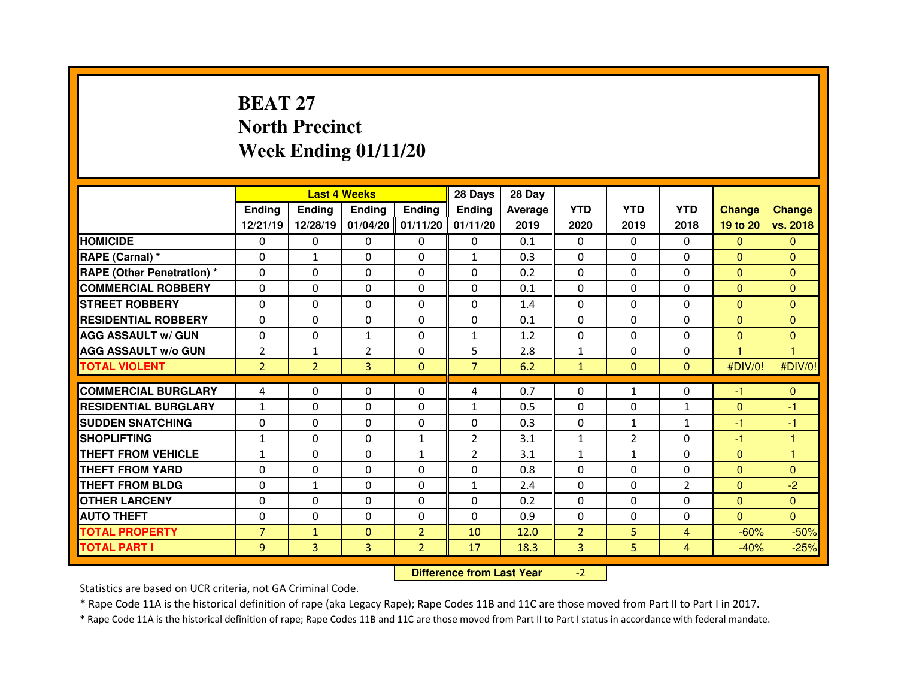# BEAT 27
## North Precinct
## Week Ending 01/11/20

| | Last 4 Weeks | | | | 28 Days | 28 Day | | | | | |
|---|---|---|---|---|---|---|---|---|---|---|---|
| | Ending 12/21/19 | Ending 12/28/19 | Ending 01/04/20 | Ending 01/11/20 | Ending 01/11/20 | Average 2019 | YTD 2020 | YTD 2019 | YTD 2018 | Change 19 to 20 | Change vs. 2018 |
| HOMICIDE | 0 | 0 | 0 | 0 | 0 | 0.1 | 0 | 0 | 0 | 0 | 0 |
| RAPE (Carnal) * | 0 | 1 | 0 | 0 | 1 | 0.3 | 0 | 0 | 0 | 0 | 0 |
| RAPE (Other Penetration) * | 0 | 0 | 0 | 0 | 0 | 0.2 | 0 | 0 | 0 | 0 | 0 |
| COMMERCIAL ROBBERY | 0 | 0 | 0 | 0 | 0 | 0.1 | 0 | 0 | 0 | 0 | 0 |
| STREET ROBBERY | 0 | 0 | 0 | 0 | 0 | 1.4 | 0 | 0 | 0 | 0 | 0 |
| RESIDENTIAL ROBBERY | 0 | 0 | 0 | 0 | 0 | 0.1 | 0 | 0 | 0 | 0 | 0 |
| AGG ASSAULT w/ GUN | 0 | 0 | 1 | 0 | 1 | 1.2 | 0 | 0 | 0 | 0 | 0 |
| AGG ASSAULT w/o GUN | 2 | 1 | 2 | 0 | 5 | 2.8 | 1 | 0 | 0 | 1 | 1 |
| TOTAL VIOLENT | 2 | 2 | 3 | 0 | 7 | 6.2 | 1 | 0 | 0 | #DIV/0! | #DIV/0! |
| COMMERCIAL BURGLARY | 4 | 0 | 0 | 0 | 4 | 0.7 | 0 | 1 | 0 | -1 | 0 |
| RESIDENTIAL BURGLARY | 1 | 0 | 0 | 0 | 1 | 0.5 | 0 | 0 | 1 | 0 | -1 |
| SUDDEN SNATCHING | 0 | 0 | 0 | 0 | 0 | 0.3 | 0 | 1 | 1 | -1 | -1 |
| SHOPLIFTING | 1 | 0 | 0 | 1 | 2 | 3.1 | 1 | 2 | 0 | -1 | 1 |
| THEFT FROM VEHICLE | 1 | 0 | 0 | 1 | 2 | 3.1 | 1 | 1 | 0 | 0 | 1 |
| THEFT FROM YARD | 0 | 0 | 0 | 0 | 0 | 0.8 | 0 | 0 | 0 | 0 | 0 |
| THEFT FROM BLDG | 0 | 1 | 0 | 0 | 1 | 2.4 | 0 | 0 | 2 | 0 | -2 |
| OTHER LARCENY | 0 | 0 | 0 | 0 | 0 | 0.2 | 0 | 0 | 0 | 0 | 0 |
| AUTO THEFT | 0 | 0 | 0 | 0 | 0 | 0.9 | 0 | 0 | 0 | 0 | 0 |
| TOTAL PROPERTY | 7 | 1 | 0 | 2 | 10 | 12.0 | 2 | 5 | 4 | -60% | -50% |
| TOTAL PART I | 9 | 3 | 3 | 2 | 17 | 18.3 | 3 | 5 | 4 | -40% | -25% |

| Difference from Last Year | -2 |
|---|---|

Statistics are based on UCR criteria, not GA Criminal Code.

* Rape Code 11A is the historical definition of rape (aka Legacy Rape); Rape Codes 11B and 11C are those moved from Part II to Part I in 2017.

* Rape Code 11A is the historical definition of rape; Rape Codes 11B and 11C are those moved from Part II to Part I status in accordance with federal mandate.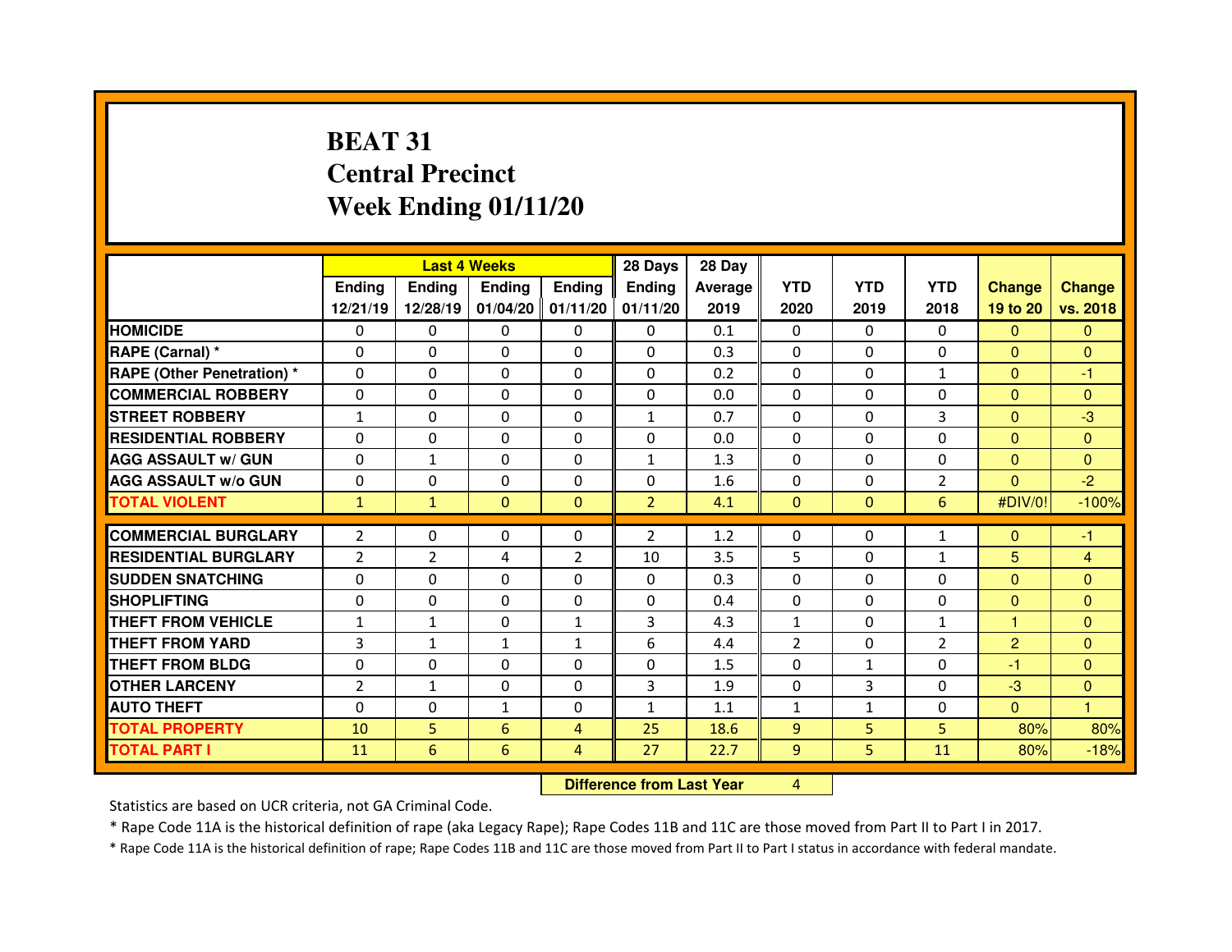# BEAT 31
## Central Precinct
## Week Ending 01/11/20

| | Last 4 Weeks | | | | 28 Days | 28 Day | | | | | |
|---|---|---|---|---|---|---|---|---|---|---|---|
| | Ending 12/21/19 | Ending 12/28/19 | Ending 01/04/20 | Ending 01/11/20 | Ending 01/11/20 | Average 2019 | YTD 2020 | YTD 2019 | YTD 2018 | Change 19 to 20 | Change vs. 2018 |
| HOMICIDE | 0 | 0 | 0 | 0 | 0 | 0.1 | 0 | 0 | 0 | 0 | 0 |
| RAPE (Carnal) * | 0 | 0 | 0 | 0 | 0 | 0.3 | 0 | 0 | 0 | 0 | 0 |
| RAPE (Other Penetration) * | 0 | 0 | 0 | 0 | 0 | 0.2 | 0 | 0 | 1 | 0 | -1 |
| COMMERCIAL ROBBERY | 0 | 0 | 0 | 0 | 0 | 0.0 | 0 | 0 | 0 | 0 | 0 |
| STREET ROBBERY | 1 | 0 | 0 | 0 | 1 | 0.7 | 0 | 0 | 3 | 0 | -3 |
| RESIDENTIAL ROBBERY | 0 | 0 | 0 | 0 | 0 | 0.0 | 0 | 0 | 0 | 0 | 0 |
| AGG ASSAULT w/ GUN | 0 | 1 | 0 | 0 | 1 | 1.3 | 0 | 0 | 0 | 0 | 0 |
| AGG ASSAULT w/o GUN | 0 | 0 | 0 | 0 | 0 | 1.6 | 0 | 0 | 2 | 0 | -2 |
| TOTAL VIOLENT | 1 | 1 | 0 | 0 | 2 | 4.1 | 0 | 0 | 6 | #DIV/0! | -100% |
| COMMERCIAL BURGLARY | 2 | 0 | 0 | 0 | 2 | 1.2 | 0 | 0 | 1 | 0 | -1 |
| RESIDENTIAL BURGLARY | 2 | 2 | 4 | 2 | 10 | 3.5 | 5 | 0 | 1 | 5 | 4 |
| SUDDEN SNATCHING | 0 | 0 | 0 | 0 | 0 | 0.3 | 0 | 0 | 0 | 0 | 0 |
| SHOPLIFTING | 0 | 0 | 0 | 0 | 0 | 0.4 | 0 | 0 | 0 | 0 | 0 |
| THEFT FROM VEHICLE | 1 | 1 | 0 | 1 | 3 | 4.3 | 1 | 0 | 1 | 1 | 0 |
| THEFT FROM YARD | 3 | 1 | 1 | 1 | 6 | 4.4 | 2 | 0 | 2 | 2 | 0 |
| THEFT FROM BLDG | 0 | 0 | 0 | 0 | 0 | 1.5 | 0 | 1 | 0 | -1 | 0 |
| OTHER LARCENY | 2 | 1 | 0 | 0 | 3 | 1.9 | 0 | 3 | 0 | -3 | 0 |
| AUTO THEFT | 0 | 0 | 1 | 0 | 1 | 1.1 | 1 | 1 | 0 | 0 | 1 |
| TOTAL PROPERTY | 10 | 5 | 6 | 4 | 25 | 18.6 | 9 | 5 | 5 | 80% | 80% |
| TOTAL PART I | 11 | 6 | 6 | 4 | 27 | 22.7 | 9 | 5 | 11 | 80% | -18% |

| Difference from Last Year | 4 |
|---|---|

Statistics are based on UCR criteria, not GA Criminal Code.

* Rape Code 11A is the historical definition of rape (aka Legacy Rape); Rape Codes 11B and 11C are those moved from Part II to Part I in 2017.

* Rape Code 11A is the historical definition of rape; Rape Codes 11B and 11C are those moved from Part II to Part I status in accordance with federal mandate.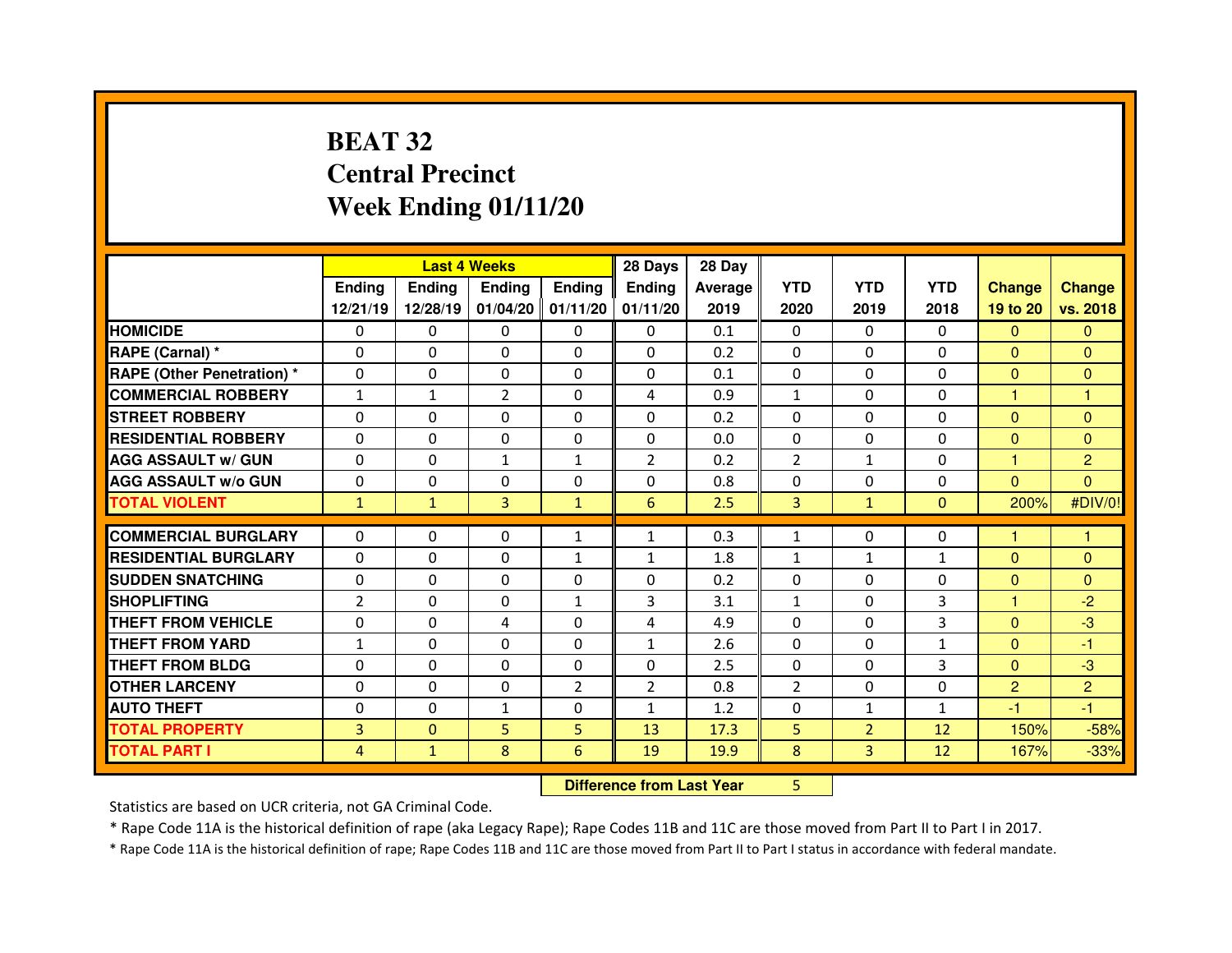# BEAT 32
# Central Precinct
# Week Ending 01/11/20

| | Last 4 Weeks | | | | 28 Days | 28 Day | YTD | YTD | YTD | Change | Change |
|---|---|---|---|---|---|---|---|---|---|---|---|
| | Ending 12/21/19 | Ending 12/28/19 | Ending 01/04/20 | Ending 01/11/20 | Ending 01/11/20 | Average 2019 | 2020 | 2019 | 2018 | 19 to 20 | vs. 2018 |
| **HOMICIDE** | 0 | 0 | 0 | 0 | 0 | 0.1 | 0 | 0 | 0 | 0 | 0 |
| **RAPE (Carnal) *** | 0 | 0 | 0 | 0 | 0 | 0.2 | 0 | 0 | 0 | 0 | 0 |
| **RAPE (Other Penetration) *** | 0 | 0 | 0 | 0 | 0 | 0.1 | 0 | 0 | 0 | 0 | 0 |
| **COMMERCIAL ROBBERY** | 1 | 1 | 2 | 0 | 4 | 0.9 | 1 | 0 | 0 | 1 | 1 |
| **STREET ROBBERY** | 0 | 0 | 0 | 0 | 0 | 0.2 | 0 | 0 | 0 | 0 | 0 |
| **RESIDENTIAL ROBBERY** | 0 | 0 | 0 | 0 | 0 | 0.0 | 0 | 0 | 0 | 0 | 0 |
| **AGG ASSAULT w/ GUN** | 0 | 0 | 1 | 1 | 2 | 0.2 | 2 | 1 | 0 | 1 | 2 |
| **AGG ASSAULT w/o GUN** | 0 | 0 | 0 | 0 | 0 | 0.8 | 0 | 0 | 0 | 0 | 0 |
| **TOTAL VIOLENT** | 1 | 1 | 3 | 1 | 6 | 2.5 | 3 | 1 | 0 | 200% | #DIV/0! |
| **COMMERCIAL BURGLARY** | 0 | 0 | 0 | 1 | 1 | 0.3 | 1 | 0 | 0 | 1 | 1 |
| **RESIDENTIAL BURGLARY** | 0 | 0 | 0 | 1 | 1 | 1.8 | 1 | 1 | 1 | 0 | 0 |
| **SUDDEN SNATCHING** | 0 | 0 | 0 | 0 | 0 | 0.2 | 0 | 0 | 0 | 0 | 0 |
| **SHOPLIFTING** | 2 | 0 | 0 | 1 | 3 | 3.1 | 1 | 0 | 3 | 1 | -2 |
| **THEFT FROM VEHICLE** | 0 | 0 | 4 | 0 | 4 | 4.9 | 0 | 0 | 3 | 0 | -3 |
| **THEFT FROM YARD** | 1 | 0 | 0 | 0 | 1 | 2.6 | 0 | 0 | 1 | 0 | -1 |
| **THEFT FROM BLDG** | 0 | 0 | 0 | 0 | 0 | 2.5 | 0 | 0 | 3 | 0 | -3 |
| **OTHER LARCENY** | 0 | 0 | 0 | 2 | 2 | 0.8 | 2 | 0 | 0 | 2 | 2 |
| **AUTO THEFT** | 0 | 0 | 1 | 0 | 1 | 1.2 | 0 | 1 | 1 | -1 | -1 |
| **TOTAL PROPERTY** | 3 | 0 | 5 | 5 | 13 | 17.3 | 5 | 2 | 12 | 150% | -58% |
| **TOTAL PART I** | 4 | 1 | 8 | 6 | 19 | 19.9 | 8 | 3 | 12 | 167% | -33% |

**Difference from Last Year** 5

Statistics are based on UCR criteria, not GA Criminal Code.

* Rape Code 11A is the historical definition of rape (aka Legacy Rape); Rape Codes 11B and 11C are those moved from Part II to Part I in 2017.

* Rape Code 11A is the historical definition of rape; Rape Codes 11B and 11C are those moved from Part II to Part I status in accordance with federal mandate.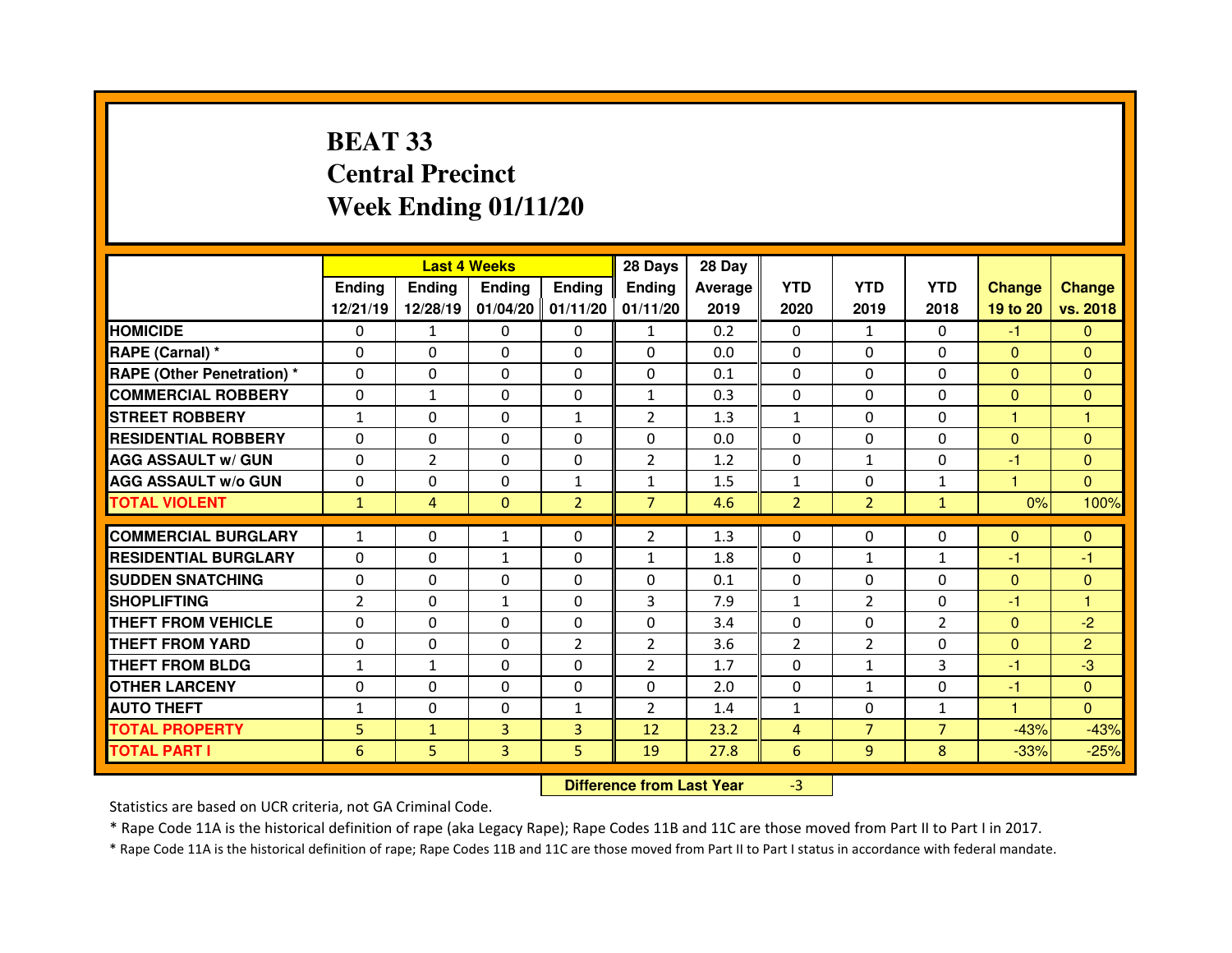# BEAT 33
## Central Precinct
## Week Ending 01/11/20

| | Last 4 Weeks | | | | 28 Days | 28 Day | | | | | |
|---|---|---|---|---|---|---|---|---|---|---|---|
| | Ending 12/21/19 | Ending 12/28/19 | Ending 01/04/20 | Ending 01/11/20 | Ending 01/11/20 | Average 2019 | YTD 2020 | YTD 2019 | YTD 2018 | Change 19 to 20 | Change vs. 2018 |
| HOMICIDE | 0 | 1 | 0 | 0 | 1 | 0.2 | 0 | 1 | 0 | -1 | 0 |
| RAPE (Carnal) * | 0 | 0 | 0 | 0 | 0 | 0.0 | 0 | 0 | 0 | 0 | 0 |
| RAPE (Other Penetration) * | 0 | 0 | 0 | 0 | 0 | 0.1 | 0 | 0 | 0 | 0 | 0 |
| COMMERCIAL ROBBERY | 0 | 1 | 0 | 0 | 1 | 0.3 | 0 | 0 | 0 | 0 | 0 |
| STREET ROBBERY | 1 | 0 | 0 | 1 | 2 | 1.3 | 1 | 0 | 0 | 1 | 1 |
| RESIDENTIAL ROBBERY | 0 | 0 | 0 | 0 | 0 | 0.0 | 0 | 0 | 0 | 0 | 0 |
| AGG ASSAULT w/ GUN | 0 | 2 | 0 | 0 | 2 | 1.2 | 0 | 1 | 0 | -1 | 0 |
| AGG ASSAULT w/o GUN | 0 | 0 | 0 | 1 | 1 | 1.5 | 1 | 0 | 1 | 1 | 0 |
| TOTAL VIOLENT | 1 | 4 | 0 | 2 | 7 | 4.6 | 2 | 2 | 1 | 0% | 100% |
| COMMERCIAL BURGLARY | 1 | 0 | 1 | 0 | 2 | 1.3 | 0 | 0 | 0 | 0 | 0 |
| RESIDENTIAL BURGLARY | 0 | 0 | 1 | 0 | 1 | 1.8 | 0 | 1 | 1 | -1 | -1 |
| SUDDEN SNATCHING | 0 | 0 | 0 | 0 | 0 | 0.1 | 0 | 0 | 0 | 0 | 0 |
| SHOPLIFTING | 2 | 0 | 1 | 0 | 3 | 7.9 | 1 | 2 | 0 | -1 | 1 |
| THEFT FROM VEHICLE | 0 | 0 | 0 | 0 | 0 | 3.4 | 0 | 0 | 2 | 0 | -2 |
| THEFT FROM YARD | 0 | 0 | 0 | 2 | 2 | 3.6 | 2 | 2 | 0 | 0 | 2 |
| THEFT FROM BLDG | 1 | 1 | 0 | 0 | 2 | 1.7 | 0 | 1 | 3 | -1 | -3 |
| OTHER LARCENY | 0 | 0 | 0 | 0 | 0 | 2.0 | 0 | 1 | 0 | -1 | 0 |
| AUTO THEFT | 1 | 0 | 0 | 1 | 2 | 1.4 | 1 | 0 | 1 | 1 | 0 |
| TOTAL PROPERTY | 5 | 1 | 3 | 3 | 12 | 23.2 | 4 | 7 | 7 | -43% | -43% |
| TOTAL PART I | 6 | 5 | 3 | 5 | 19 | 27.8 | 6 | 9 | 8 | -33% | -25% |

| Difference from Last Year | -3 |
|---|---|

Statistics are based on UCR criteria, not GA Criminal Code.

* Rape Code 11A is the historical definition of rape (aka Legacy Rape); Rape Codes 11B and 11C are those moved from Part II to Part I in 2017.

* Rape Code 11A is the historical definition of rape; Rape Codes 11B and 11C are those moved from Part II to Part I status in accordance with federal mandate.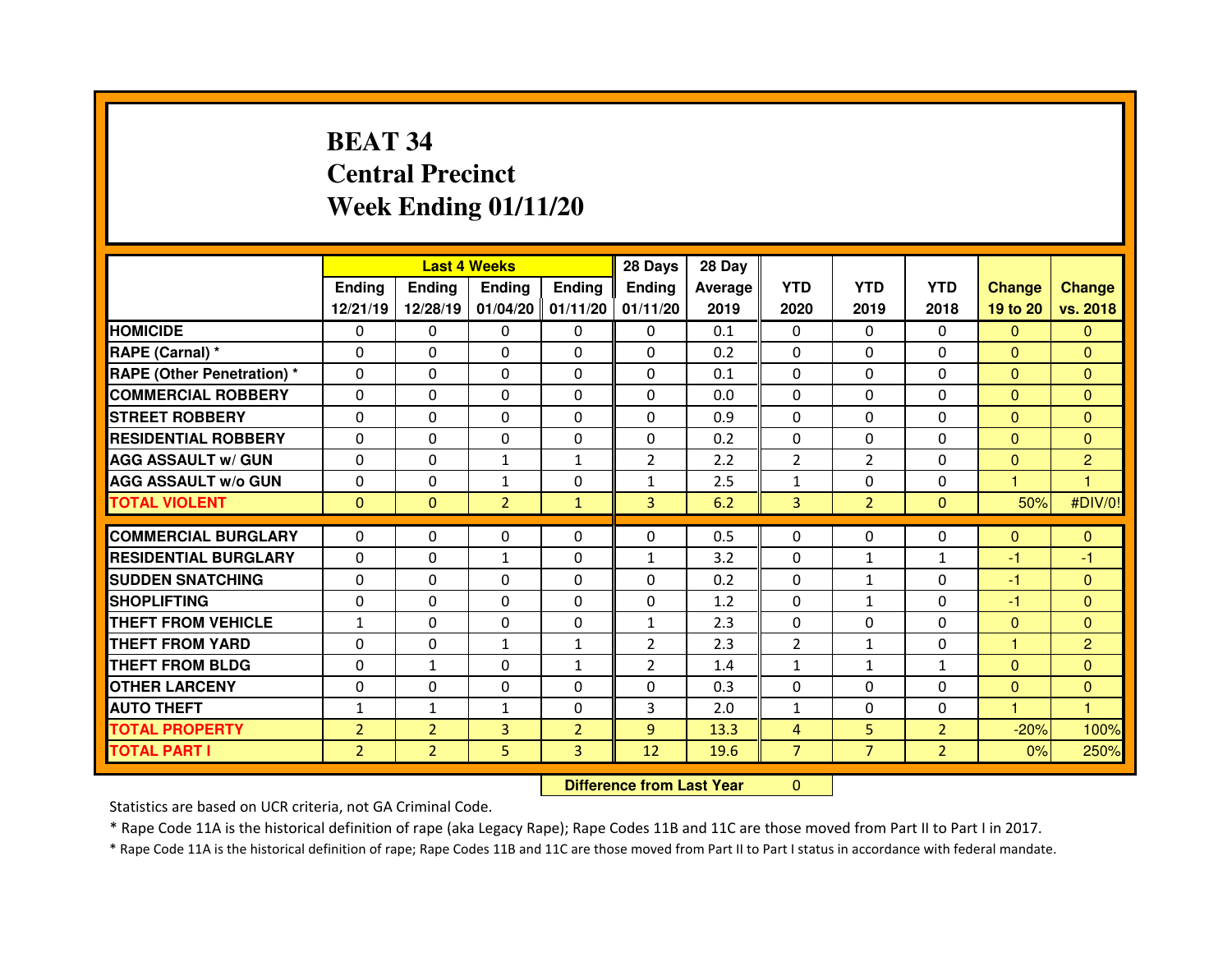# BEAT 34
# Central Precinct
# Week Ending 01/11/20

| | Last 4 Weeks | | | | 28 Days | 28 Day | | | | | |
|---|---|---|---|---|---|---|---|---|---|---|---|
| | Ending 12/21/19 | Ending 12/28/19 | Ending 01/04/20 | Ending 01/11/20 | Ending 01/11/20 | Average 2019 | YTD 2020 | YTD 2019 | YTD 2018 | Change 19 to 20 | Change vs. 2018 |
| HOMICIDE | 0 | 0 | 0 | 0 | 0 | 0.1 | 0 | 0 | 0 | 0 | 0 |
| RAPE (Carnal) * | 0 | 0 | 0 | 0 | 0 | 0.2 | 0 | 0 | 0 | 0 | 0 |
| RAPE (Other Penetration) * | 0 | 0 | 0 | 0 | 0 | 0.1 | 0 | 0 | 0 | 0 | 0 |
| COMMERCIAL ROBBERY | 0 | 0 | 0 | 0 | 0 | 0.0 | 0 | 0 | 0 | 0 | 0 |
| STREET ROBBERY | 0 | 0 | 0 | 0 | 0 | 0.9 | 0 | 0 | 0 | 0 | 0 |
| RESIDENTIAL ROBBERY | 0 | 0 | 0 | 0 | 0 | 0.2 | 0 | 0 | 0 | 0 | 0 |
| AGG ASSAULT w/ GUN | 0 | 0 | 1 | 1 | 2 | 2.2 | 2 | 2 | 0 | 0 | 2 |
| AGG ASSAULT w/o GUN | 0 | 0 | 1 | 0 | 1 | 2.5 | 1 | 0 | 0 | 1 | 1 |
| TOTAL VIOLENT | 0 | 0 | 2 | 1 | 3 | 6.2 | 3 | 2 | 0 | 50% | #DIV/0! |
| COMMERCIAL BURGLARY | 0 | 0 | 0 | 0 | 0 | 0.5 | 0 | 0 | 0 | 0 | 0 |
| RESIDENTIAL BURGLARY | 0 | 0 | 1 | 0 | 1 | 3.2 | 0 | 1 | 1 | -1 | -1 |
| SUDDEN SNATCHING | 0 | 0 | 0 | 0 | 0 | 0.2 | 0 | 1 | 0 | -1 | 0 |
| SHOPLIFTING | 0 | 0 | 0 | 0 | 0 | 1.2 | 0 | 1 | 0 | -1 | 0 |
| THEFT FROM VEHICLE | 1 | 0 | 0 | 0 | 1 | 2.3 | 0 | 0 | 0 | 0 | 0 |
| THEFT FROM YARD | 0 | 0 | 1 | 1 | 2 | 2.3 | 2 | 1 | 0 | 1 | 2 |
| THEFT FROM BLDG | 0 | 1 | 0 | 1 | 2 | 1.4 | 1 | 1 | 1 | 0 | 0 |
| OTHER LARCENY | 0 | 0 | 0 | 0 | 0 | 0.3 | 0 | 0 | 0 | 0 | 0 |
| AUTO THEFT | 1 | 1 | 1 | 0 | 3 | 2.0 | 1 | 0 | 0 | 1 | 1 |
| TOTAL PROPERTY | 2 | 2 | 3 | 2 | 9 | 13.3 | 4 | 5 | 2 | -20% | 100% |
| TOTAL PART I | 2 | 2 | 5 | 3 | 12 | 19.6 | 7 | 7 | 2 | 0% | 250% |

**Difference from Last Year** 0

Statistics are based on UCR criteria, not GA Criminal Code.

* Rape Code 11A is the historical definition of rape (aka Legacy Rape); Rape Codes 11B and 11C are those moved from Part II to Part I in 2017.

* Rape Code 11A is the historical definition of rape; Rape Codes 11B and 11C are those moved from Part II to Part I status in accordance with federal mandate.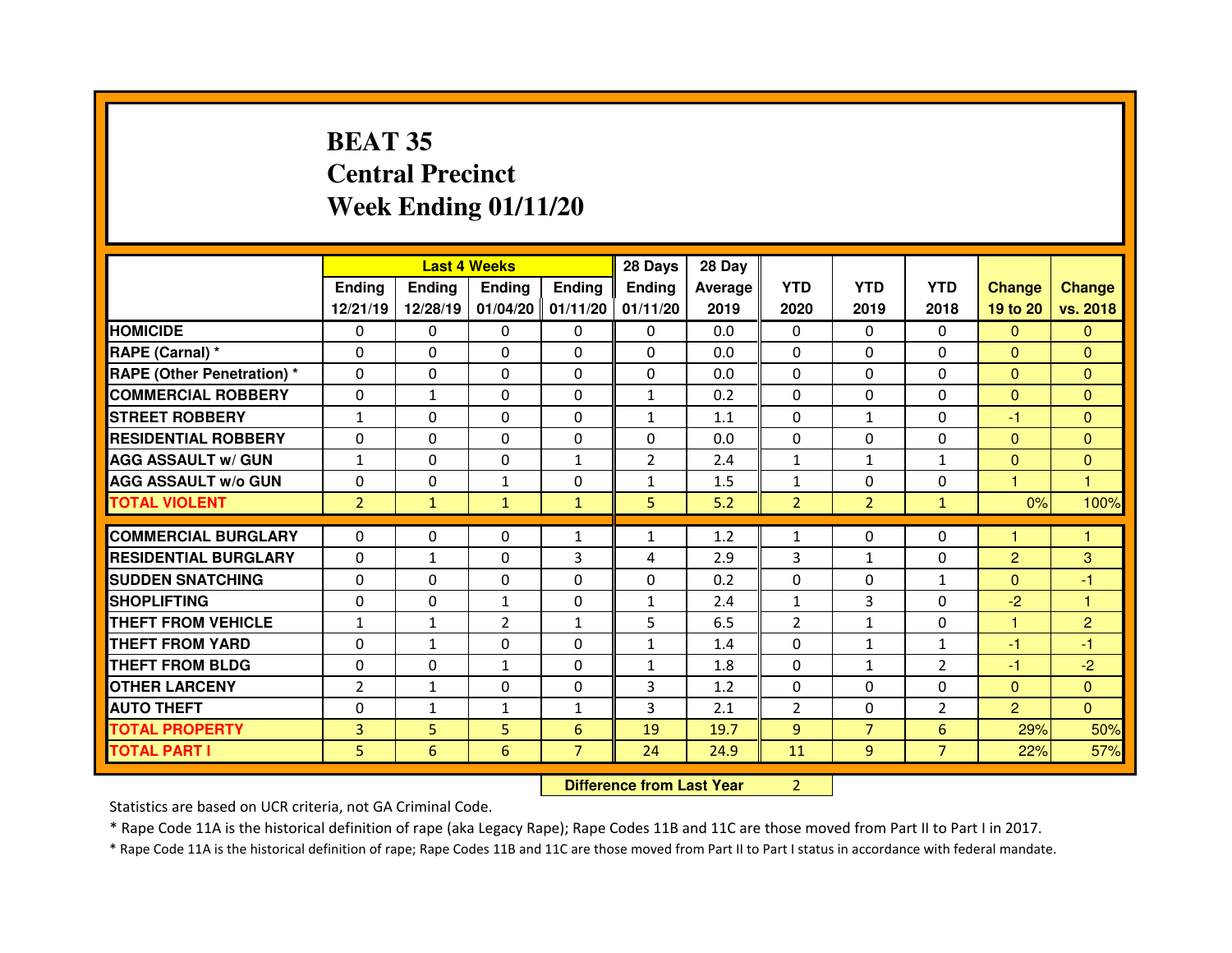# BEAT 35
## Central Precinct
## Week Ending 01/11/20

| | Last 4 Weeks | | | | 28 Days | 28 Day | | | | | |
|---|---|---|---|---|---|---|---|---|---|---|---|
| | Ending 12/21/19 | Ending 12/28/19 | Ending 01/04/20 | Ending 01/11/20 | Ending 01/11/20 | Average 2019 | YTD 2020 | YTD 2019 | YTD 2018 | Change 19 to 20 | Change vs. 2018 |
| HOMICIDE | 0 | 0 | 0 | 0 | 0 | 0.0 | 0 | 0 | 0 | 0 | 0 |
| RAPE (Carnal) * | 0 | 0 | 0 | 0 | 0 | 0.0 | 0 | 0 | 0 | 0 | 0 |
| RAPE (Other Penetration) * | 0 | 0 | 0 | 0 | 0 | 0.0 | 0 | 0 | 0 | 0 | 0 |
| COMMERCIAL ROBBERY | 0 | 1 | 0 | 0 | 1 | 0.2 | 0 | 0 | 0 | 0 | 0 |
| STREET ROBBERY | 1 | 0 | 0 | 0 | 1 | 1.1 | 0 | 1 | 0 | -1 | 0 |
| RESIDENTIAL ROBBERY | 0 | 0 | 0 | 0 | 0 | 0.0 | 0 | 0 | 0 | 0 | 0 |
| AGG ASSAULT w/ GUN | 1 | 0 | 0 | 1 | 2 | 2.4 | 1 | 1 | 1 | 0 | 0 |
| AGG ASSAULT w/o GUN | 0 | 0 | 1 | 0 | 1 | 1.5 | 1 | 0 | 0 | 1 | 1 |
| TOTAL VIOLENT | 2 | 1 | 1 | 1 | 5 | 5.2 | 2 | 2 | 1 | 0% | 100% |
| COMMERCIAL BURGLARY | 0 | 0 | 0 | 1 | 1 | 1.2 | 1 | 0 | 0 | 1 | 1 |
| RESIDENTIAL BURGLARY | 0 | 1 | 0 | 3 | 4 | 2.9 | 3 | 1 | 0 | 2 | 3 |
| SUDDEN SNATCHING | 0 | 0 | 0 | 0 | 0 | 0.2 | 0 | 0 | 1 | 0 | -1 |
| SHOPLIFTING | 0 | 0 | 1 | 0 | 1 | 2.4 | 1 | 3 | 0 | -2 | 1 |
| THEFT FROM VEHICLE | 1 | 1 | 2 | 1 | 5 | 6.5 | 2 | 1 | 0 | 1 | 2 |
| THEFT FROM YARD | 0 | 1 | 0 | 0 | 1 | 1.4 | 0 | 1 | 1 | -1 | -1 |
| THEFT FROM BLDG | 0 | 0 | 1 | 0 | 1 | 1.8 | 0 | 1 | 2 | -1 | -2 |
| OTHER LARCENY | 2 | 1 | 0 | 0 | 3 | 1.2 | 0 | 0 | 0 | 0 | 0 |
| AUTO THEFT | 0 | 1 | 1 | 1 | 3 | 2.1 | 2 | 0 | 2 | 2 | 0 |
| TOTAL PROPERTY | 3 | 5 | 5 | 6 | 19 | 19.7 | 9 | 7 | 6 | 29% | 50% |
| TOTAL PART I | 5 | 6 | 6 | 7 | 24 | 24.9 | 11 | 9 | 7 | 22% | 57% |

**Difference from Last Year** 2

Statistics are based on UCR criteria, not GA Criminal Code.

* Rape Code 11A is the historical definition of rape (aka Legacy Rape); Rape Codes 11B and 11C are those moved from Part II to Part I in 2017.

* Rape Code 11A is the historical definition of rape; Rape Codes 11B and 11C are those moved from Part II to Part I status in accordance with federal mandate.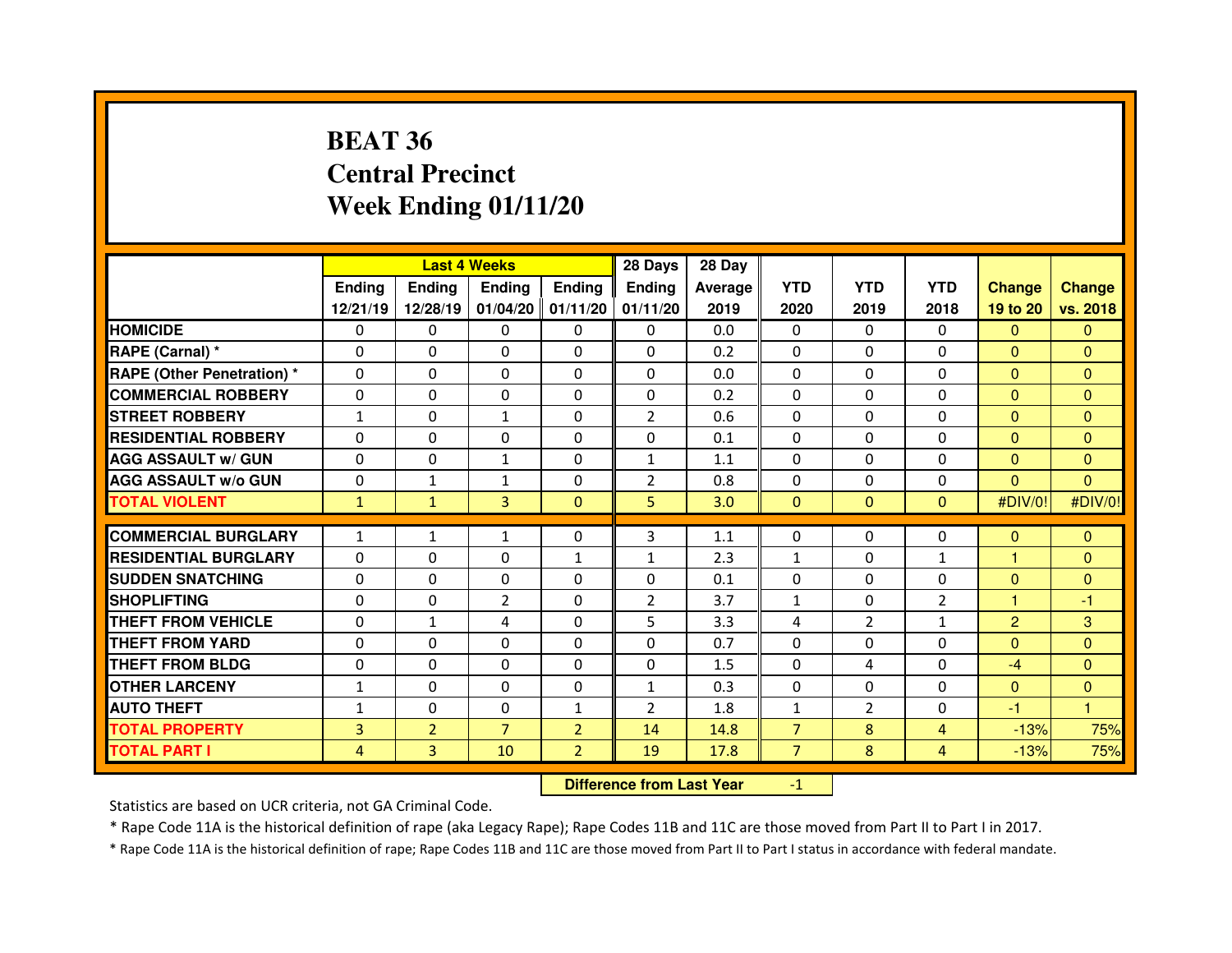# BEAT 36
# Central Precinct
# Week Ending 01/11/20

| | Last 4 Weeks | | | | 28 Days | 28 Day | | | | | |
|---|---|---|---|---|---|---|---|---|---|---|---|
| | Ending 12/21/19 | Ending 12/28/19 | Ending 01/04/20 | Ending 01/11/20 | Ending 01/11/20 | Average 2019 | YTD 2020 | YTD 2019 | YTD 2018 | Change 19 to 20 | Change vs. 2018 |
| HOMICIDE | 0 | 0 | 0 | 0 | 0 | 0.0 | 0 | 0 | 0 | 0 | 0 |
| RAPE (Carnal) * | 0 | 0 | 0 | 0 | 0 | 0.2 | 0 | 0 | 0 | 0 | 0 |
| RAPE (Other Penetration) * | 0 | 0 | 0 | 0 | 0 | 0.0 | 0 | 0 | 0 | 0 | 0 |
| COMMERCIAL ROBBERY | 0 | 0 | 0 | 0 | 0 | 0.2 | 0 | 0 | 0 | 0 | 0 |
| STREET ROBBERY | 1 | 0 | 1 | 0 | 2 | 0.6 | 0 | 0 | 0 | 0 | 0 |
| RESIDENTIAL ROBBERY | 0 | 0 | 0 | 0 | 0 | 0.1 | 0 | 0 | 0 | 0 | 0 |
| AGG ASSAULT w/ GUN | 0 | 0 | 1 | 0 | 1 | 1.1 | 0 | 0 | 0 | 0 | 0 |
| AGG ASSAULT w/o GUN | 0 | 1 | 1 | 0 | 2 | 0.8 | 0 | 0 | 0 | 0 | 0 |
| TOTAL VIOLENT | 1 | 1 | 3 | 0 | 5 | 3.0 | 0 | 0 | 0 | #DIV/0! | #DIV/0! |
| COMMERCIAL BURGLARY | 1 | 1 | 1 | 0 | 3 | 1.1 | 0 | 0 | 0 | 0 | 0 |
| RESIDENTIAL BURGLARY | 0 | 0 | 0 | 1 | 1 | 2.3 | 1 | 0 | 1 | 1 | 0 |
| SUDDEN SNATCHING | 0 | 0 | 0 | 0 | 0 | 0.1 | 0 | 0 | 0 | 0 | 0 |
| SHOPLIFTING | 0 | 0 | 2 | 0 | 2 | 3.7 | 1 | 0 | 2 | 1 | -1 |
| THEFT FROM VEHICLE | 0 | 1 | 4 | 0 | 5 | 3.3 | 4 | 2 | 1 | 2 | 3 |
| THEFT FROM YARD | 0 | 0 | 0 | 0 | 0 | 0.7 | 0 | 0 | 0 | 0 | 0 |
| THEFT FROM BLDG | 0 | 0 | 0 | 0 | 0 | 1.5 | 0 | 4 | 0 | -4 | 0 |
| OTHER LARCENY | 1 | 0 | 0 | 0 | 1 | 0.3 | 0 | 0 | 0 | 0 | 0 |
| AUTO THEFT | 1 | 0 | 0 | 1 | 2 | 1.8 | 1 | 2 | 0 | -1 | 1 |
| TOTAL PROPERTY | 3 | 2 | 7 | 2 | 14 | 14.8 | 7 | 8 | 4 | -13% | 75% |
| TOTAL PART I | 4 | 3 | 10 | 2 | 19 | 17.8 | 7 | 8 | 4 | -13% | 75% |

**Difference from Last Year** -1

Statistics are based on UCR criteria, not GA Criminal Code.

* Rape Code 11A is the historical definition of rape (aka Legacy Rape); Rape Codes 11B and 11C are those moved from Part II to Part I in 2017.

* Rape Code 11A is the historical definition of rape; Rape Codes 11B and 11C are those moved from Part II to Part I status in accordance with federal mandate.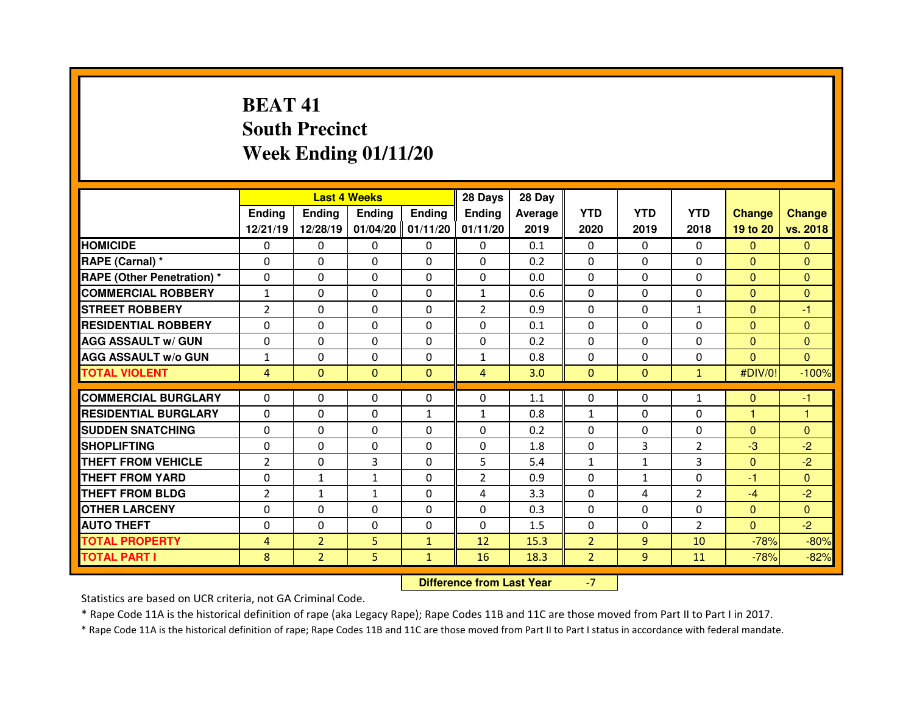# BEAT 41
## South Precinct
## Week Ending 01/11/20

| | Last 4 Weeks | | | | 28 Days | 28 Day | | | | | |
|---|---|---|---|---|---|---|---|---|---|---|---|
| | Ending 12/21/19 | Ending 12/28/19 | Ending 01/04/20 | Ending 01/11/20 | Ending 01/11/20 | Average 2019 | YTD 2020 | YTD 2019 | YTD 2018 | Change 19 to 20 | Change vs. 2018 |
| HOMICIDE | 0 | 0 | 0 | 0 | 0 | 0.1 | 0 | 0 | 0 | 0 | 0 |
| RAPE (Carnal) * | 0 | 0 | 0 | 0 | 0 | 0.2 | 0 | 0 | 0 | 0 | 0 |
| RAPE (Other Penetration) * | 0 | 0 | 0 | 0 | 0 | 0.0 | 0 | 0 | 0 | 0 | 0 |
| COMMERCIAL ROBBERY | 1 | 0 | 0 | 0 | 1 | 0.6 | 0 | 0 | 0 | 0 | 0 |
| STREET ROBBERY | 2 | 0 | 0 | 0 | 2 | 0.9 | 0 | 0 | 1 | 0 | -1 |
| RESIDENTIAL ROBBERY | 0 | 0 | 0 | 0 | 0 | 0.1 | 0 | 0 | 0 | 0 | 0 |
| AGG ASSAULT w/ GUN | 0 | 0 | 0 | 0 | 0 | 0.2 | 0 | 0 | 0 | 0 | 0 |
| AGG ASSAULT w/o GUN | 1 | 0 | 0 | 0 | 1 | 0.8 | 0 | 0 | 0 | 0 | 0 |
| TOTAL VIOLENT | 4 | 0 | 0 | 0 | 4 | 3.0 | 0 | 0 | 1 | #DIV/0! | -100% |
| COMMERCIAL BURGLARY | 0 | 0 | 0 | 0 | 0 | 1.1 | 0 | 0 | 1 | 0 | -1 |
| RESIDENTIAL BURGLARY | 0 | 0 | 0 | 1 | 1 | 0.8 | 1 | 0 | 0 | 1 | 1 |
| SUDDEN SNATCHING | 0 | 0 | 0 | 0 | 0 | 0.2 | 0 | 0 | 0 | 0 | 0 |
| SHOPLIFTING | 0 | 0 | 0 | 0 | 0 | 1.8 | 0 | 3 | 2 | -3 | -2 |
| THEFT FROM VEHICLE | 2 | 0 | 3 | 0 | 5 | 5.4 | 1 | 1 | 3 | 0 | -2 |
| THEFT FROM YARD | 0 | 1 | 1 | 0 | 2 | 0.9 | 0 | 1 | 0 | -1 | 0 |
| THEFT FROM BLDG | 2 | 1 | 1 | 0 | 4 | 3.3 | 0 | 4 | 2 | -4 | -2 |
| OTHER LARCENY | 0 | 0 | 0 | 0 | 0 | 0.3 | 0 | 0 | 0 | 0 | 0 |
| AUTO THEFT | 0 | 0 | 0 | 0 | 0 | 1.5 | 0 | 0 | 2 | 0 | -2 |
| TOTAL PROPERTY | 4 | 2 | 5 | 1 | 12 | 15.3 | 2 | 9 | 10 | -78% | -80% |
| TOTAL PART I | 8 | 2 | 5 | 1 | 16 | 18.3 | 2 | 9 | 11 | -78% | -82% |

| Difference from Last Year | -7 |
|---|---|

Statistics are based on UCR criteria, not GA Criminal Code.

* Rape Code 11A is the historical definition of rape (aka Legacy Rape); Rape Codes 11B and 11C are those moved from Part II to Part I in 2017.

* Rape Code 11A is the historical definition of rape; Rape Codes 11B and 11C are those moved from Part II to Part I status in accordance with federal mandate.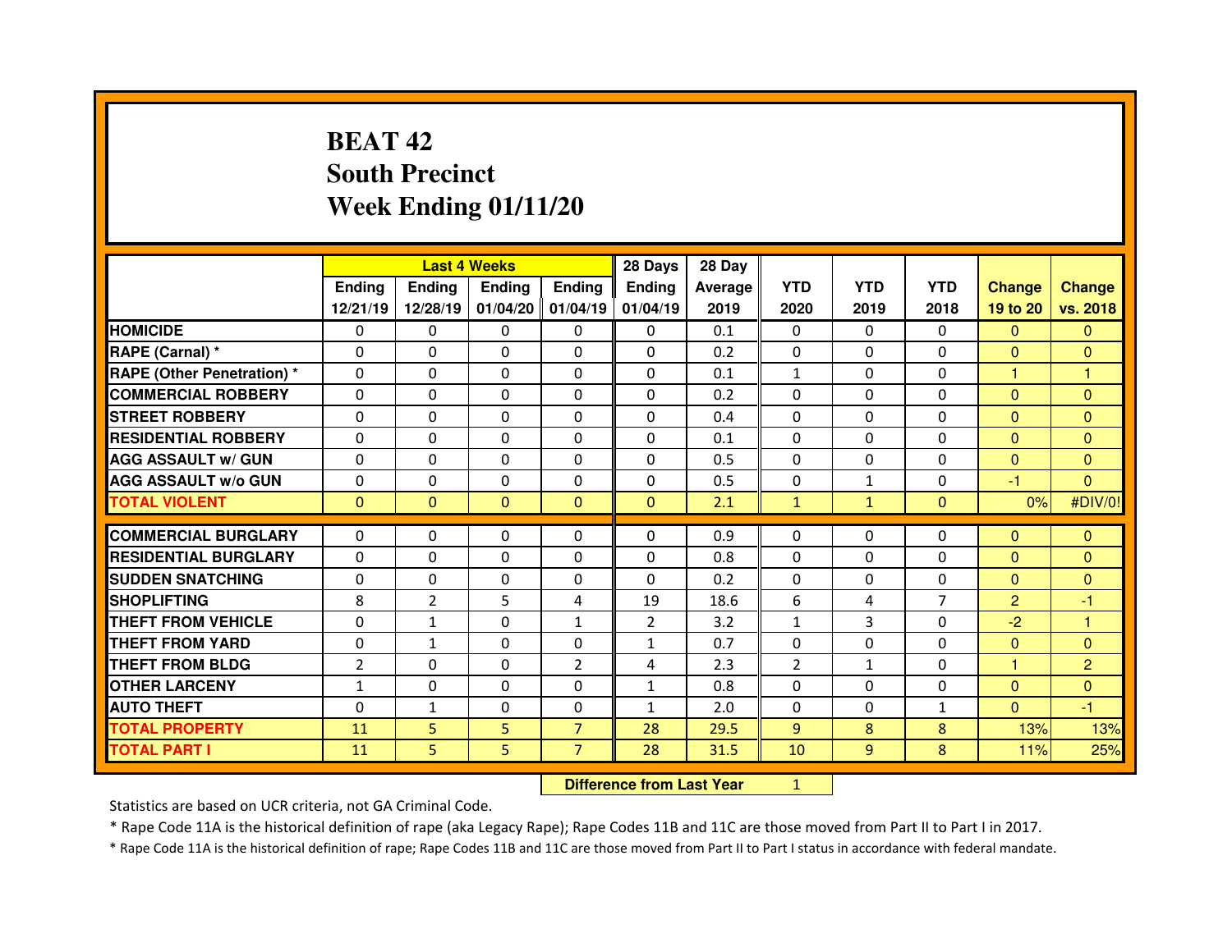# BEAT 42
# South Precinct
# Week Ending 01/11/20

| | Last 4 Weeks | | | | 28 Days | 28 Day | | | | | |
|---|---|---|---|---|---|---|---|---|---|---|---|
| | Ending 12/21/19 | Ending 12/28/19 | Ending 01/04/20 | Ending 01/04/19 | Ending 01/04/19 | Average 2019 | YTD 2020 | YTD 2019 | YTD 2018 | Change 19 to 20 | Change vs. 2018 |
| HOMICIDE | 0 | 0 | 0 | 0 | 0 | 0.1 | 0 | 0 | 0 | 0 | 0 |
| RAPE (Carnal) * | 0 | 0 | 0 | 0 | 0 | 0.2 | 0 | 0 | 0 | 0 | 0 |
| RAPE (Other Penetration) * | 0 | 0 | 0 | 0 | 0 | 0.1 | 1 | 0 | 0 | 1 | 1 |
| COMMERCIAL ROBBERY | 0 | 0 | 0 | 0 | 0 | 0.2 | 0 | 0 | 0 | 0 | 0 |
| STREET ROBBERY | 0 | 0 | 0 | 0 | 0 | 0.4 | 0 | 0 | 0 | 0 | 0 |
| RESIDENTIAL ROBBERY | 0 | 0 | 0 | 0 | 0 | 0.1 | 0 | 0 | 0 | 0 | 0 |
| AGG ASSAULT w/ GUN | 0 | 0 | 0 | 0 | 0 | 0.5 | 0 | 0 | 0 | 0 | 0 |
| AGG ASSAULT w/o GUN | 0 | 0 | 0 | 0 | 0 | 0.5 | 0 | 1 | 0 | -1 | 0 |
| TOTAL VIOLENT | 0 | 0 | 0 | 0 | 0 | 2.1 | 1 | 1 | 0 | 0% | #DIV/0! |
| COMMERCIAL BURGLARY | 0 | 0 | 0 | 0 | 0 | 0.9 | 0 | 0 | 0 | 0 | 0 |
| RESIDENTIAL BURGLARY | 0 | 0 | 0 | 0 | 0 | 0.8 | 0 | 0 | 0 | 0 | 0 |
| SUDDEN SNATCHING | 0 | 0 | 0 | 0 | 0 | 0.2 | 0 | 0 | 0 | 0 | 0 |
| SHOPLIFTING | 8 | 2 | 5 | 4 | 19 | 18.6 | 6 | 4 | 7 | 2 | -1 |
| THEFT FROM VEHICLE | 0 | 1 | 0 | 1 | 2 | 3.2 | 1 | 3 | 0 | -2 | 1 |
| THEFT FROM YARD | 0 | 1 | 0 | 0 | 1 | 0.7 | 0 | 0 | 0 | 0 | 0 |
| THEFT FROM BLDG | 2 | 0 | 0 | 2 | 4 | 2.3 | 2 | 1 | 0 | 1 | 2 |
| OTHER LARCENY | 1 | 0 | 0 | 0 | 1 | 0.8 | 0 | 0 | 0 | 0 | 0 |
| AUTO THEFT | 0 | 1 | 0 | 0 | 1 | 2.0 | 0 | 0 | 1 | 0 | -1 |
| TOTAL PROPERTY | 11 | 5 | 5 | 7 | 28 | 29.5 | 9 | 8 | 8 | 13% | 13% |
| TOTAL PART I | 11 | 5 | 5 | 7 | 28 | 31.5 | 10 | 9 | 8 | 11% | 25% |

| Difference from Last Year | 1 |
|---|---|

Statistics are based on UCR criteria, not GA Criminal Code.

* Rape Code 11A is the historical definition of rape (aka Legacy Rape); Rape Codes 11B and 11C are those moved from Part II to Part I in 2017.

* Rape Code 11A is the historical definition of rape; Rape Codes 11B and 11C are those moved from Part II to Part I status in accordance with federal mandate.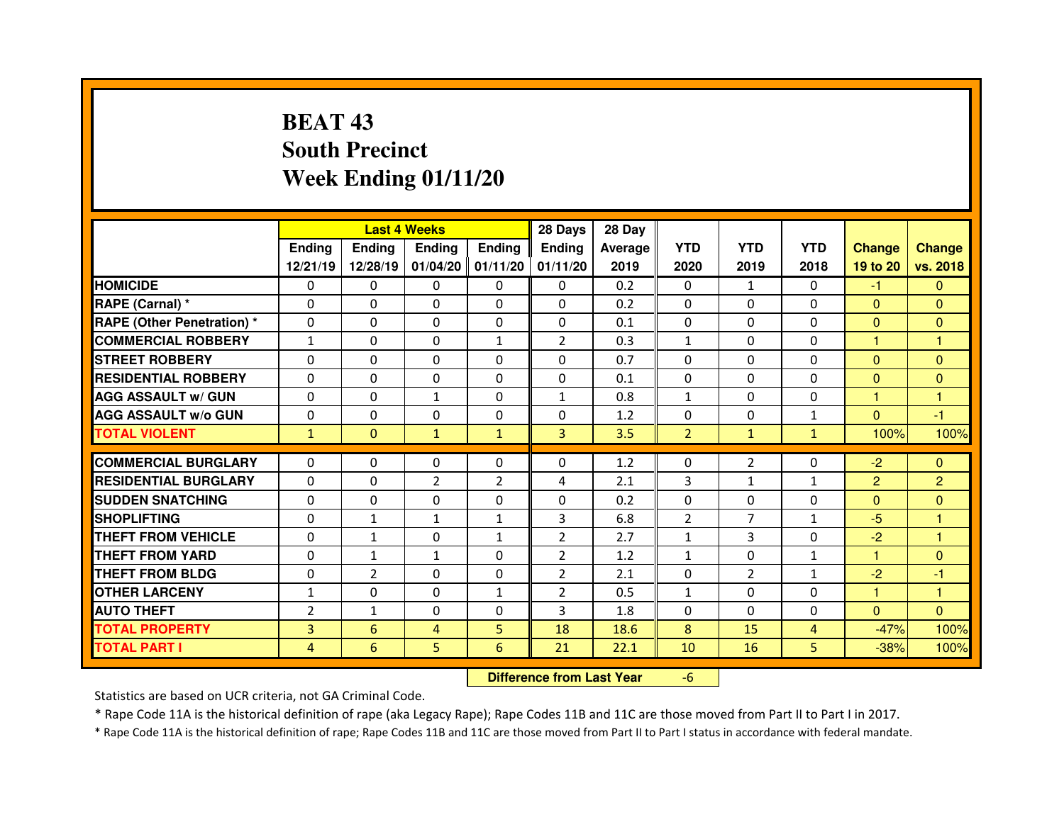# BEAT 43
## South Precinct
## Week Ending 01/11/20

| | Last 4 Weeks | | | | 28 Days | 28 Day | | | | | |
|---|---|---|---|---|---|---|---|---|---|---|---|
| | Ending 12/21/19 | Ending 12/28/19 | Ending 01/04/20 | Ending 01/11/20 | Ending 01/11/20 | Average 2019 | YTD 2020 | YTD 2019 | YTD 2018 | Change 19 to 20 | Change vs. 2018 |
| HOMICIDE | 0 | 0 | 0 | 0 | 0 | 0.2 | 0 | 1 | 0 | -1 | 0 |
| RAPE (Carnal) * | 0 | 0 | 0 | 0 | 0 | 0.2 | 0 | 0 | 0 | 0 | 0 |
| RAPE (Other Penetration) * | 0 | 0 | 0 | 0 | 0 | 0.1 | 0 | 0 | 0 | 0 | 0 |
| COMMERCIAL ROBBERY | 1 | 0 | 0 | 1 | 2 | 0.3 | 1 | 0 | 0 | 1 | 1 |
| STREET ROBBERY | 0 | 0 | 0 | 0 | 0 | 0.7 | 0 | 0 | 0 | 0 | 0 |
| RESIDENTIAL ROBBERY | 0 | 0 | 0 | 0 | 0 | 0.1 | 0 | 0 | 0 | 0 | 0 |
| AGG ASSAULT w/ GUN | 0 | 0 | 1 | 0 | 1 | 0.8 | 1 | 0 | 0 | 1 | 1 |
| AGG ASSAULT w/o GUN | 0 | 0 | 0 | 0 | 0 | 1.2 | 0 | 0 | 1 | 0 | -1 |
| TOTAL VIOLENT | 1 | 0 | 1 | 1 | 3 | 3.5 | 2 | 1 | 1 | 100% | 100% |
| COMMERCIAL BURGLARY | 0 | 0 | 0 | 0 | 0 | 1.2 | 0 | 2 | 0 | -2 | 0 |
| RESIDENTIAL BURGLARY | 0 | 0 | 2 | 2 | 4 | 2.1 | 3 | 1 | 1 | 2 | 2 |
| SUDDEN SNATCHING | 0 | 0 | 0 | 0 | 0 | 0.2 | 0 | 0 | 0 | 0 | 0 |
| SHOPLIFTING | 0 | 1 | 1 | 1 | 3 | 6.8 | 2 | 7 | 1 | -5 | 1 |
| THEFT FROM VEHICLE | 0 | 1 | 0 | 1 | 2 | 2.7 | 1 | 3 | 0 | -2 | 1 |
| THEFT FROM YARD | 0 | 1 | 1 | 0 | 2 | 1.2 | 1 | 0 | 1 | 1 | 0 |
| THEFT FROM BLDG | 0 | 2 | 0 | 0 | 2 | 2.1 | 0 | 2 | 1 | -2 | -1 |
| OTHER LARCENY | 1 | 0 | 0 | 1 | 2 | 0.5 | 1 | 0 | 0 | 1 | 1 |
| AUTO THEFT | 2 | 1 | 0 | 0 | 3 | 1.8 | 0 | 0 | 0 | 0 | 0 |
| TOTAL PROPERTY | 3 | 6 | 4 | 5 | 18 | 18.6 | 8 | 15 | 4 | -47% | 100% |
| TOTAL PART I | 4 | 6 | 5 | 6 | 21 | 22.1 | 10 | 16 | 5 | -38% | 100% |

**Difference from Last Year** -6

Statistics are based on UCR criteria, not GA Criminal Code.

* Rape Code 11A is the historical definition of rape (aka Legacy Rape); Rape Codes 11B and 11C are those moved from Part II to Part I in 2017.

* Rape Code 11A is the historical definition of rape; Rape Codes 11B and 11C are those moved from Part II to Part I status in accordance with federal mandate.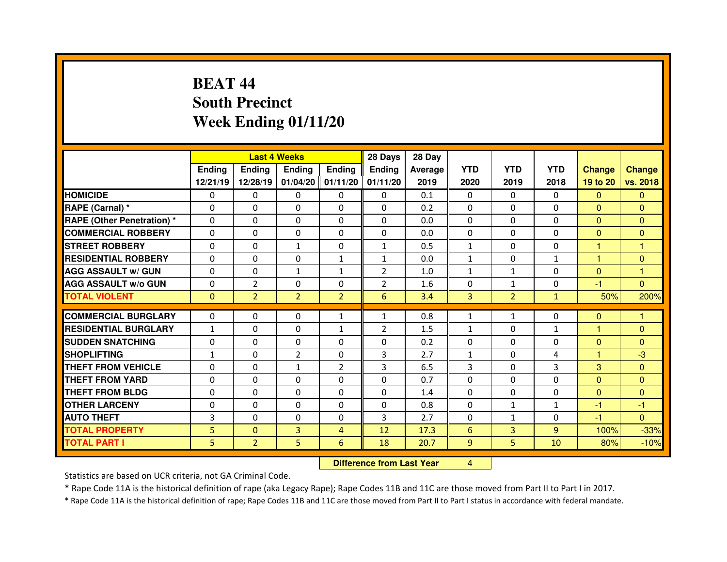# BEAT 44
## South Precinct
## Week Ending 01/11/20

| | Last 4 Weeks | | | | 28 Days | 28 Day | YTD | YTD | YTD | Change | Change |
|---|---|---|---|---|---|---|---|---|---|---|---|
| | Ending 12/21/19 | Ending 12/28/19 | Ending 01/04/20 | Ending 01/11/20 | Ending 01/11/20 | Average 2019 | 2020 | 2019 | 2018 | 19 to 20 | vs. 2018 |
| **HOMICIDE** | 0 | 0 | 0 | 0 | 0 | 0.1 | 0 | 0 | 0 | 0 | 0 |
| **RAPE (Carnal) *** | 0 | 0 | 0 | 0 | 0 | 0.2 | 0 | 0 | 0 | 0 | 0 |
| **RAPE (Other Penetration) *** | 0 | 0 | 0 | 0 | 0 | 0.0 | 0 | 0 | 0 | 0 | 0 |
| **COMMERCIAL ROBBERY** | 0 | 0 | 0 | 0 | 0 | 0.0 | 0 | 0 | 0 | 0 | 0 |
| **STREET ROBBERY** | 0 | 0 | 1 | 0 | 1 | 0.5 | 1 | 0 | 0 | 1 | 1 |
| **RESIDENTIAL ROBBERY** | 0 | 0 | 0 | 1 | 1 | 0.0 | 1 | 0 | 1 | 1 | 0 |
| **AGG ASSAULT w/ GUN** | 0 | 0 | 1 | 1 | 2 | 1.0 | 1 | 1 | 0 | 0 | 1 |
| **AGG ASSAULT w/o GUN** | 0 | 2 | 0 | 0 | 2 | 1.6 | 0 | 1 | 0 | -1 | 0 |
| **TOTAL VIOLENT** | 0 | 2 | 2 | 2 | 6 | 3.4 | 3 | 2 | 1 | 50% | 200% |
| **COMMERCIAL BURGLARY** | 0 | 0 | 0 | 1 | 1 | 0.8 | 1 | 1 | 0 | 0 | 1 |
| **RESIDENTIAL BURGLARY** | 1 | 0 | 0 | 1 | 2 | 1.5 | 1 | 0 | 1 | 1 | 0 |
| **SUDDEN SNATCHING** | 0 | 0 | 0 | 0 | 0 | 0.2 | 0 | 0 | 0 | 0 | 0 |
| **SHOPLIFTING** | 1 | 0 | 2 | 0 | 3 | 2.7 | 1 | 0 | 4 | 1 | -3 |
| **THEFT FROM VEHICLE** | 0 | 0 | 1 | 2 | 3 | 6.5 | 3 | 0 | 3 | 3 | 0 |
| **THEFT FROM YARD** | 0 | 0 | 0 | 0 | 0 | 0.7 | 0 | 0 | 0 | 0 | 0 |
| **THEFT FROM BLDG** | 0 | 0 | 0 | 0 | 0 | 1.4 | 0 | 0 | 0 | 0 | 0 |
| **OTHER LARCENY** | 0 | 0 | 0 | 0 | 0 | 0.8 | 0 | 1 | 1 | -1 | -1 |
| **AUTO THEFT** | 3 | 0 | 0 | 0 | 3 | 2.7 | 0 | 1 | 0 | -1 | 0 |
| **TOTAL PROPERTY** | 5 | 0 | 3 | 4 | 12 | 17.3 | 6 | 3 | 9 | 100% | -33% |
| **TOTAL PART I** | 5 | 2 | 5 | 6 | 18 | 20.7 | 9 | 5 | 10 | 80% | -10% |

**Difference from Last Year** 4

Statistics are based on UCR criteria, not GA Criminal Code.

* Rape Code 11A is the historical definition of rape (aka Legacy Rape); Rape Codes 11B and 11C are those moved from Part II to Part I in 2017.

* Rape Code 11A is the historical definition of rape; Rape Codes 11B and 11C are those moved from Part II to Part I status in accordance with federal mandate.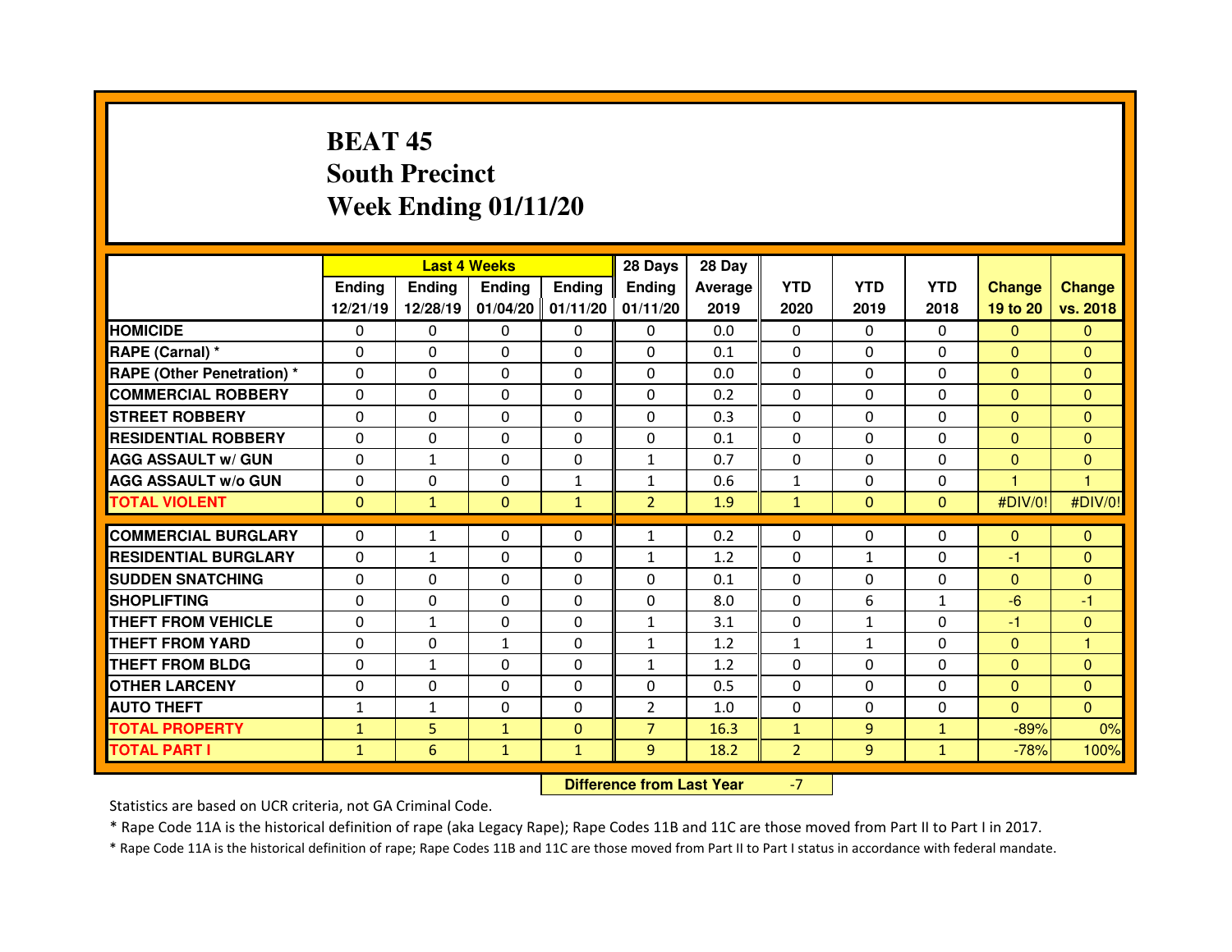# BEAT 45
## South Precinct
## Week Ending 01/11/20

| | Last 4 Weeks | | | | 28 Days | 28 Day | | | | | |
|---|---|---|---|---|---|---|---|---|---|---|---|
| | Ending 12/21/19 | Ending 12/28/19 | Ending 01/04/20 | Ending 01/11/20 | Ending 01/11/20 | Average 2019 | YTD 2020 | YTD 2019 | YTD 2018 | Change 19 to 20 | Change vs. 2018 |
| HOMICIDE | 0 | 0 | 0 | 0 | 0 | 0.0 | 0 | 0 | 0 | 0 | 0 |
| RAPE (Carnal) * | 0 | 0 | 0 | 0 | 0 | 0.1 | 0 | 0 | 0 | 0 | 0 |
| RAPE (Other Penetration) * | 0 | 0 | 0 | 0 | 0 | 0.0 | 0 | 0 | 0 | 0 | 0 |
| COMMERCIAL ROBBERY | 0 | 0 | 0 | 0 | 0 | 0.2 | 0 | 0 | 0 | 0 | 0 |
| STREET ROBBERY | 0 | 0 | 0 | 0 | 0 | 0.3 | 0 | 0 | 0 | 0 | 0 |
| RESIDENTIAL ROBBERY | 0 | 0 | 0 | 0 | 0 | 0.1 | 0 | 0 | 0 | 0 | 0 |
| AGG ASSAULT w/ GUN | 0 | 1 | 0 | 0 | 1 | 0.7 | 0 | 0 | 0 | 0 | 0 |
| AGG ASSAULT w/o GUN | 0 | 0 | 0 | 1 | 1 | 0.6 | 1 | 0 | 0 | 1 | 1 |
| TOTAL VIOLENT | 0 | 1 | 0 | 1 | 2 | 1.9 | 1 | 0 | 0 | #DIV/0! | #DIV/0! |
| COMMERCIAL BURGLARY | 0 | 1 | 0 | 0 | 1 | 0.2 | 0 | 0 | 0 | 0 | 0 |
| RESIDENTIAL BURGLARY | 0 | 1 | 0 | 0 | 1 | 1.2 | 0 | 1 | 0 | -1 | 0 |
| SUDDEN SNATCHING | 0 | 0 | 0 | 0 | 0 | 0.1 | 0 | 0 | 0 | 0 | 0 |
| SHOPLIFTING | 0 | 0 | 0 | 0 | 0 | 8.0 | 0 | 6 | 1 | -6 | -1 |
| THEFT FROM VEHICLE | 0 | 1 | 0 | 0 | 1 | 3.1 | 0 | 1 | 0 | -1 | 0 |
| THEFT FROM YARD | 0 | 0 | 1 | 0 | 1 | 1.2 | 1 | 1 | 0 | 0 | 1 |
| THEFT FROM BLDG | 0 | 1 | 0 | 0 | 1 | 1.2 | 0 | 0 | 0 | 0 | 0 |
| OTHER LARCENY | 0 | 0 | 0 | 0 | 0 | 0.5 | 0 | 0 | 0 | 0 | 0 |
| AUTO THEFT | 1 | 1 | 0 | 0 | 2 | 1.0 | 0 | 0 | 0 | 0 | 0 |
| TOTAL PROPERTY | 1 | 5 | 1 | 0 | 7 | 16.3 | 1 | 9 | 1 | -89% | 0% |
| TOTAL PART I | 1 | 6 | 1 | 1 | 9 | 18.2 | 2 | 9 | 1 | -78% | 100% |

**Difference from Last Year** -7

Statistics are based on UCR criteria, not GA Criminal Code.

* Rape Code 11A is the historical definition of rape (aka Legacy Rape); Rape Codes 11B and 11C are those moved from Part II to Part I in 2017.

* Rape Code 11A is the historical definition of rape; Rape Codes 11B and 11C are those moved from Part II to Part I status in accordance with federal mandate.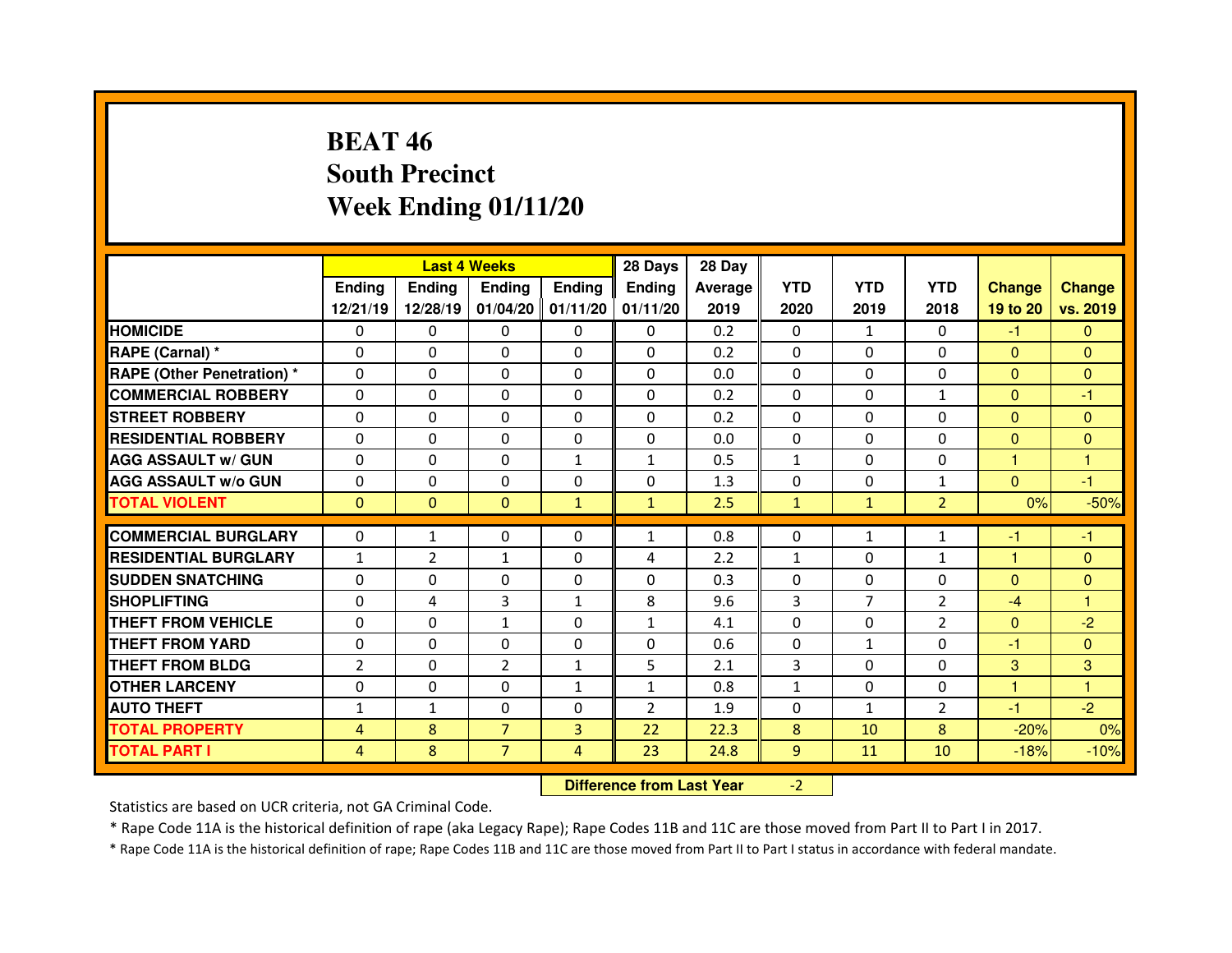# BEAT 46
# South Precinct
# Week Ending 01/11/20

| | Last 4 Weeks | | | | 28 Days | 28 Day | YTD | YTD | YTD | Change | Change |
|---|---|---|---|---|---|---|---|---|---|---|---|
| | Ending 12/21/19 | Ending 12/28/19 | Ending 01/04/20 | Ending 01/11/20 | Ending 01/11/20 | Average 2019 | 2020 | 2019 | 2018 | 19 to 20 | vs. 2019 |
| HOMICIDE | 0 | 0 | 0 | 0 | 0 | 0.2 | 0 | 1 | 0 | -1 | 0 |
| RAPE (Carnal) * | 0 | 0 | 0 | 0 | 0 | 0.2 | 0 | 0 | 0 | 0 | 0 |
| RAPE (Other Penetration) * | 0 | 0 | 0 | 0 | 0 | 0.0 | 0 | 0 | 0 | 0 | 0 |
| COMMERCIAL ROBBERY | 0 | 0 | 0 | 0 | 0 | 0.2 | 0 | 0 | 1 | 0 | -1 |
| STREET ROBBERY | 0 | 0 | 0 | 0 | 0 | 0.2 | 0 | 0 | 0 | 0 | 0 |
| RESIDENTIAL ROBBERY | 0 | 0 | 0 | 0 | 0 | 0.0 | 0 | 0 | 0 | 0 | 0 |
| AGG ASSAULT w/ GUN | 0 | 0 | 0 | 1 | 1 | 0.5 | 1 | 0 | 0 | 1 | 1 |
| AGG ASSAULT w/o GUN | 0 | 0 | 0 | 0 | 0 | 1.3 | 0 | 0 | 1 | 0 | -1 |
| TOTAL VIOLENT | 0 | 0 | 0 | 1 | 1 | 2.5 | 1 | 1 | 2 | 0% | -50% |
| COMMERCIAL BURGLARY | 0 | 1 | 0 | 0 | 1 | 0.8 | 0 | 1 | 1 | -1 | -1 |
| RESIDENTIAL BURGLARY | 1 | 2 | 1 | 0 | 4 | 2.2 | 1 | 0 | 1 | 1 | 0 |
| SUDDEN SNATCHING | 0 | 0 | 0 | 0 | 0 | 0.3 | 0 | 0 | 0 | 0 | 0 |
| SHOPLIFTING | 0 | 4 | 3 | 1 | 8 | 9.6 | 3 | 7 | 2 | -4 | 1 |
| THEFT FROM VEHICLE | 0 | 0 | 1 | 0 | 1 | 4.1 | 0 | 0 | 2 | 0 | -2 |
| THEFT FROM YARD | 0 | 0 | 0 | 0 | 0 | 0.6 | 0 | 1 | 0 | -1 | 0 |
| THEFT FROM BLDG | 2 | 0 | 2 | 1 | 5 | 2.1 | 3 | 0 | 0 | 3 | 3 |
| OTHER LARCENY | 0 | 0 | 0 | 1 | 1 | 0.8 | 1 | 0 | 0 | 1 | 1 |
| AUTO THEFT | 1 | 1 | 0 | 0 | 2 | 1.9 | 0 | 1 | 2 | -1 | -2 |
| TOTAL PROPERTY | 4 | 8 | 7 | 3 | 22 | 22.3 | 8 | 10 | 8 | -20% | 0% |
| TOTAL PART I | 4 | 8 | 7 | 4 | 23 | 24.8 | 9 | 11 | 10 | -18% | -10% |

**Difference from Last Year** -2

Statistics are based on UCR criteria, not GA Criminal Code.

* Rape Code 11A is the historical definition of rape (aka Legacy Rape); Rape Codes 11B and 11C are those moved from Part II to Part I in 2017.

* Rape Code 11A is the historical definition of rape; Rape Codes 11B and 11C are those moved from Part II to Part I status in accordance with federal mandate.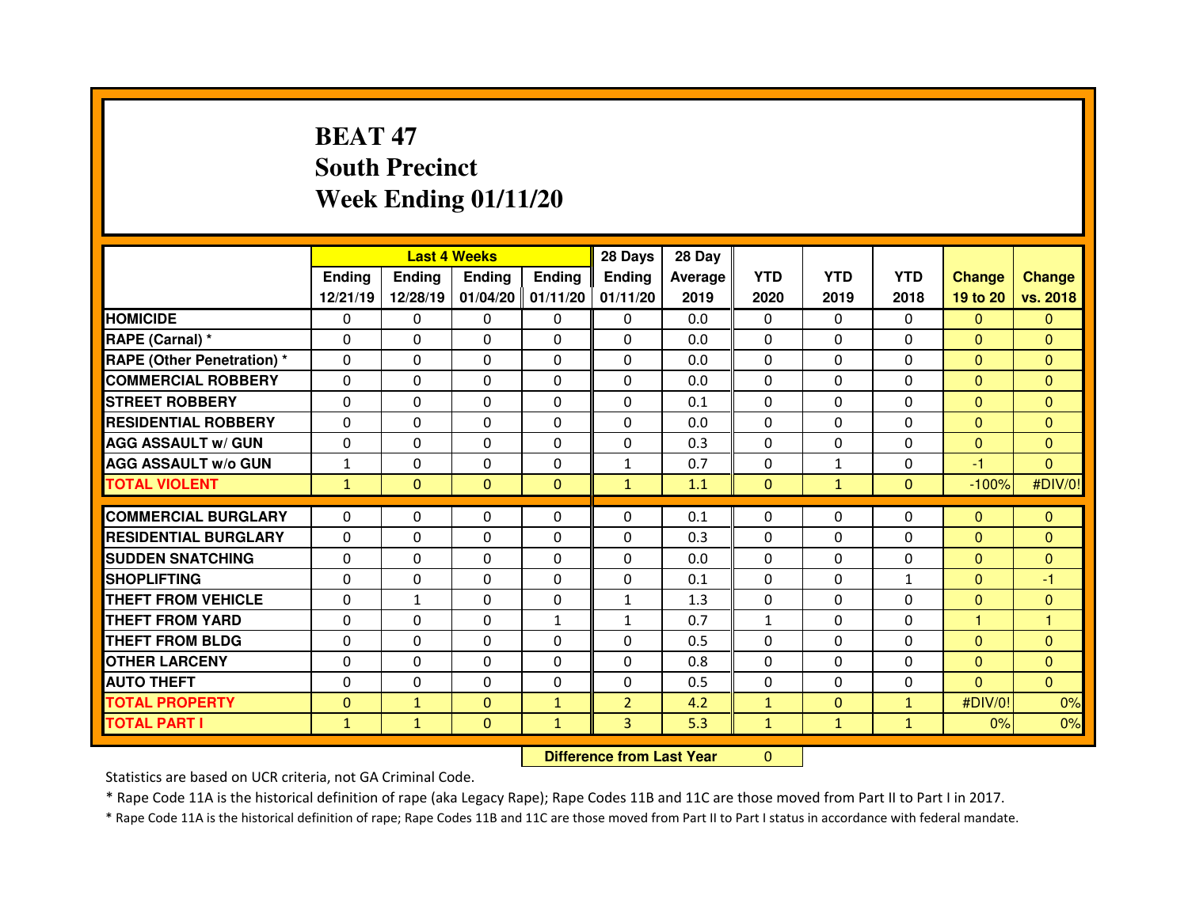# BEAT 47
# South Precinct
# Week Ending 01/11/20

| | Last 4 Weeks | | | | 28 Days | 28 Day | | | | | |
|---|---|---|---|---|---|---|---|---|---|---|---|
| | Ending 12/21/19 | Ending 12/28/19 | Ending 01/04/20 | Ending 01/11/20 | Ending 01/11/20 | Average 2019 | YTD 2020 | YTD 2019 | YTD 2018 | Change 19 to 20 | Change vs. 2018 |
| HOMICIDE | 0 | 0 | 0 | 0 | 0 | 0.0 | 0 | 0 | 0 | 0 | 0 |
| RAPE (Carnal) * | 0 | 0 | 0 | 0 | 0 | 0.0 | 0 | 0 | 0 | 0 | 0 |
| RAPE (Other Penetration) * | 0 | 0 | 0 | 0 | 0 | 0.0 | 0 | 0 | 0 | 0 | 0 |
| COMMERCIAL ROBBERY | 0 | 0 | 0 | 0 | 0 | 0.0 | 0 | 0 | 0 | 0 | 0 |
| STREET ROBBERY | 0 | 0 | 0 | 0 | 0 | 0.1 | 0 | 0 | 0 | 0 | 0 |
| RESIDENTIAL ROBBERY | 0 | 0 | 0 | 0 | 0 | 0.0 | 0 | 0 | 0 | 0 | 0 |
| AGG ASSAULT w/ GUN | 0 | 0 | 0 | 0 | 0 | 0.3 | 0 | 0 | 0 | 0 | 0 |
| AGG ASSAULT w/o GUN | 1 | 0 | 0 | 0 | 1 | 0.7 | 0 | 1 | 0 | -1 | 0 |
| TOTAL VIOLENT | 1 | 0 | 0 | 0 | 1 | 1.1 | 0 | 1 | 0 | -100% | #DIV/0! |
| COMMERCIAL BURGLARY | 0 | 0 | 0 | 0 | 0 | 0.1 | 0 | 0 | 0 | 0 | 0 |
| RESIDENTIAL BURGLARY | 0 | 0 | 0 | 0 | 0 | 0.3 | 0 | 0 | 0 | 0 | 0 |
| SUDDEN SNATCHING | 0 | 0 | 0 | 0 | 0 | 0.0 | 0 | 0 | 0 | 0 | 0 |
| SHOPLIFTING | 0 | 0 | 0 | 0 | 0 | 0.1 | 0 | 0 | 1 | 0 | -1 |
| THEFT FROM VEHICLE | 0 | 1 | 0 | 0 | 1 | 1.3 | 0 | 0 | 0 | 0 | 0 |
| THEFT FROM YARD | 0 | 0 | 0 | 1 | 1 | 0.7 | 1 | 0 | 0 | 1 | 1 |
| THEFT FROM BLDG | 0 | 0 | 0 | 0 | 0 | 0.5 | 0 | 0 | 0 | 0 | 0 |
| OTHER LARCENY | 0 | 0 | 0 | 0 | 0 | 0.8 | 0 | 0 | 0 | 0 | 0 |
| AUTO THEFT | 0 | 0 | 0 | 0 | 0 | 0.5 | 0 | 0 | 0 | 0 | 0 |
| TOTAL PROPERTY | 0 | 1 | 0 | 1 | 2 | 4.2 | 1 | 0 | 1 | #DIV/0! | 0% |
| TOTAL PART I | 1 | 1 | 0 | 1 | 3 | 5.3 | 1 | 1 | 1 | 0% | 0% |

| Difference from Last Year | 0 |
|---|---|

Statistics are based on UCR criteria, not GA Criminal Code.

* Rape Code 11A is the historical definition of rape (aka Legacy Rape); Rape Codes 11B and 11C are those moved from Part II to Part I in 2017.

* Rape Code 11A is the historical definition of rape; Rape Codes 11B and 11C are those moved from Part II to Part I status in accordance with federal mandate.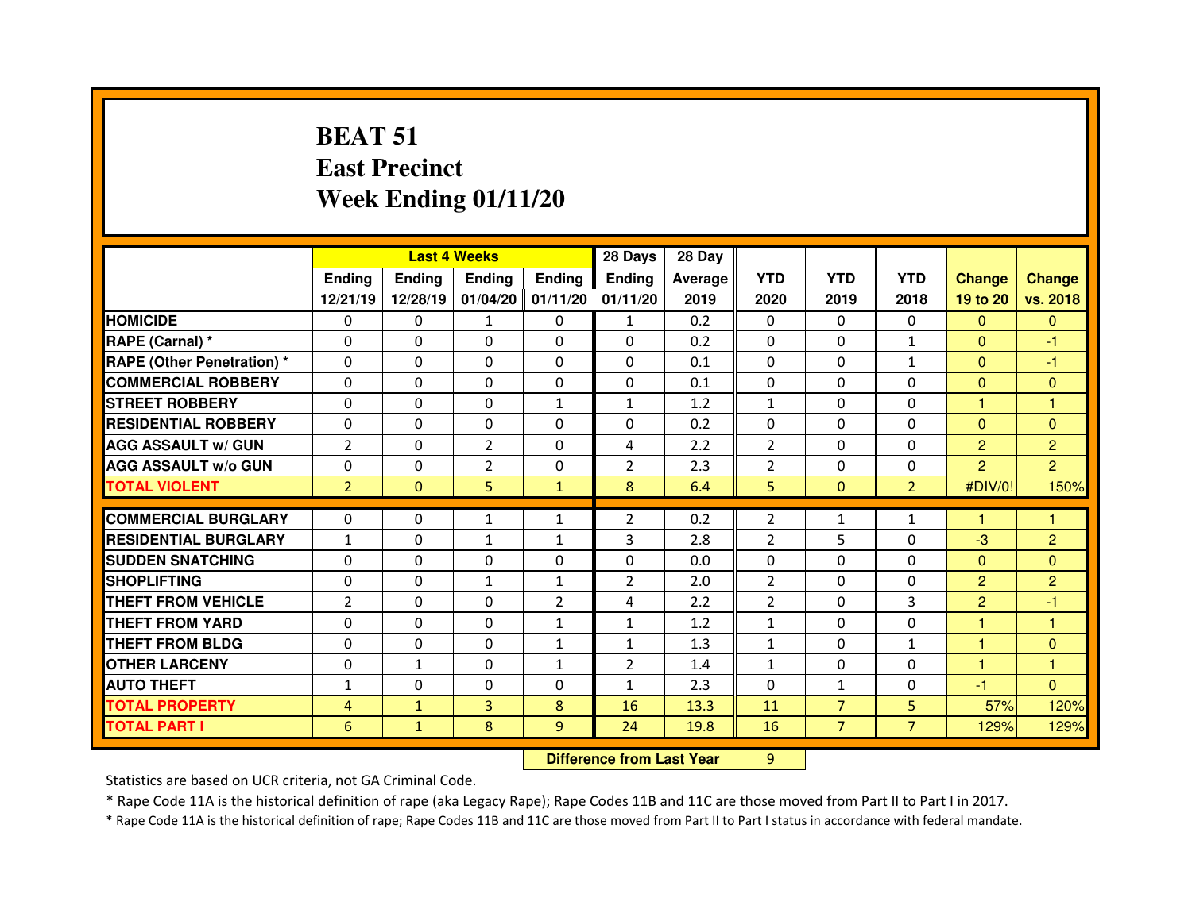# BEAT 51
# East Precinct
# Week Ending 01/11/20

| | Last 4 Weeks | | | | 28 Days | 28 Day | | | | | |
|---|---|---|---|---|---|---|---|---|---|---|---|
| | Ending 12/21/19 | Ending 12/28/19 | Ending 01/04/20 | Ending 01/11/20 | Ending 01/11/20 | Average 2019 | YTD 2020 | YTD 2019 | YTD 2018 | Change 19 to 20 | Change vs. 2018 |
| HOMICIDE | 0 | 0 | 1 | 0 | 1 | 0.2 | 0 | 0 | 0 | 0 | 0 |
| RAPE (Carnal) * | 0 | 0 | 0 | 0 | 0 | 0.2 | 0 | 0 | 1 | 0 | -1 |
| RAPE (Other Penetration) * | 0 | 0 | 0 | 0 | 0 | 0.1 | 0 | 0 | 1 | 0 | -1 |
| COMMERCIAL ROBBERY | 0 | 0 | 0 | 0 | 0 | 0.1 | 0 | 0 | 0 | 0 | 0 |
| STREET ROBBERY | 0 | 0 | 0 | 1 | 1 | 1.2 | 1 | 0 | 0 | 1 | 1 |
| RESIDENTIAL ROBBERY | 0 | 0 | 0 | 0 | 0 | 0.2 | 0 | 0 | 0 | 0 | 0 |
| AGG ASSAULT w/ GUN | 2 | 0 | 2 | 0 | 4 | 2.2 | 2 | 0 | 0 | 2 | 2 |
| AGG ASSAULT w/o GUN | 0 | 0 | 2 | 0 | 2 | 2.3 | 2 | 0 | 0 | 2 | 2 |
| TOTAL VIOLENT | 2 | 0 | 5 | 1 | 8 | 6.4 | 5 | 0 | 2 | #DIV/0! | 150% |
| COMMERCIAL BURGLARY | 0 | 0 | 1 | 1 | 2 | 0.2 | 2 | 1 | 1 | 1 | 1 |
| RESIDENTIAL BURGLARY | 1 | 0 | 1 | 1 | 3 | 2.8 | 2 | 5 | 0 | -3 | 2 |
| SUDDEN SNATCHING | 0 | 0 | 0 | 0 | 0 | 0.0 | 0 | 0 | 0 | 0 | 0 |
| SHOPLIFTING | 0 | 0 | 1 | 1 | 2 | 2.0 | 2 | 0 | 0 | 2 | 2 |
| THEFT FROM VEHICLE | 2 | 0 | 0 | 2 | 4 | 2.2 | 2 | 0 | 3 | 2 | -1 |
| THEFT FROM YARD | 0 | 0 | 0 | 1 | 1 | 1.2 | 1 | 0 | 0 | 1 | 1 |
| THEFT FROM BLDG | 0 | 0 | 0 | 1 | 1 | 1.3 | 1 | 0 | 1 | 1 | 0 |
| OTHER LARCENY | 0 | 1 | 0 | 1 | 2 | 1.4 | 1 | 0 | 0 | 1 | 1 |
| AUTO THEFT | 1 | 0 | 0 | 0 | 1 | 2.3 | 0 | 1 | 0 | -1 | 0 |
| TOTAL PROPERTY | 4 | 1 | 3 | 8 | 16 | 13.3 | 11 | 7 | 5 | 57% | 120% |
| TOTAL PART I | 6 | 1 | 8 | 9 | 24 | 19.8 | 16 | 7 | 7 | 129% | 129% |

**Difference from Last Year** 9

Statistics are based on UCR criteria, not GA Criminal Code.

* Rape Code 11A is the historical definition of rape (aka Legacy Rape); Rape Codes 11B and 11C are those moved from Part II to Part I in 2017.

* Rape Code 11A is the historical definition of rape; Rape Codes 11B and 11C are those moved from Part II to Part I status in accordance with federal mandate.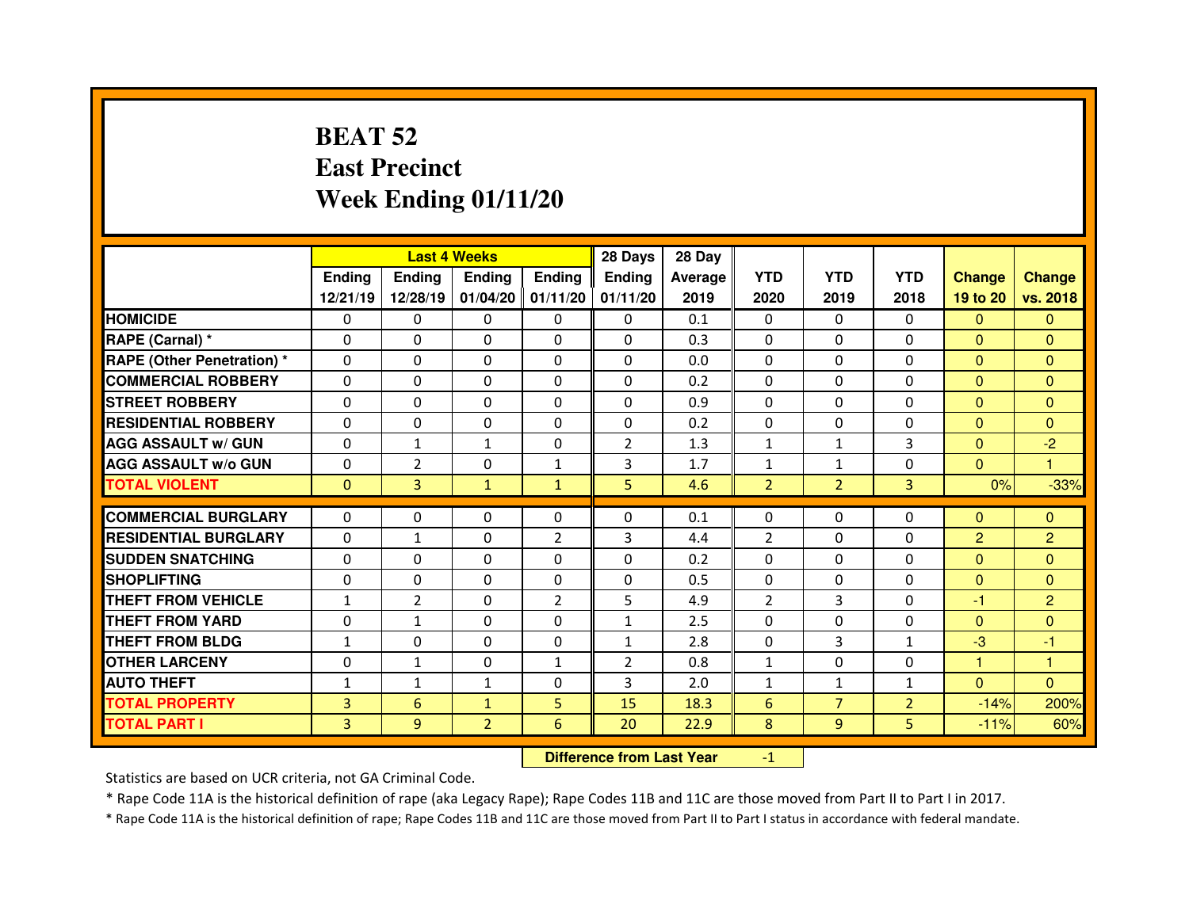# BEAT 52
# East Precinct
# Week Ending 01/11/20

| | Last 4 Weeks | | | | 28 Days | 28 Day | | | | | |
|---|---|---|---|---|---|---|---|---|---|---|---|
| | Ending 12/21/19 | Ending 12/28/19 | Ending 01/04/20 | Ending 01/11/20 | Ending 01/11/20 | Average 2019 | YTD 2020 | YTD 2019 | YTD 2018 | Change 19 to 20 | Change vs. 2018 |
| HOMICIDE | 0 | 0 | 0 | 0 | 0 | 0.1 | 0 | 0 | 0 | 0 | 0 |
| RAPE (Carnal) * | 0 | 0 | 0 | 0 | 0 | 0.3 | 0 | 0 | 0 | 0 | 0 |
| RAPE (Other Penetration) * | 0 | 0 | 0 | 0 | 0 | 0.0 | 0 | 0 | 0 | 0 | 0 |
| COMMERCIAL ROBBERY | 0 | 0 | 0 | 0 | 0 | 0.2 | 0 | 0 | 0 | 0 | 0 |
| STREET ROBBERY | 0 | 0 | 0 | 0 | 0 | 0.9 | 0 | 0 | 0 | 0 | 0 |
| RESIDENTIAL ROBBERY | 0 | 0 | 0 | 0 | 0 | 0.2 | 0 | 0 | 0 | 0 | 0 |
| AGG ASSAULT w/ GUN | 0 | 1 | 1 | 0 | 2 | 1.3 | 1 | 1 | 3 | 0 | -2 |
| AGG ASSAULT w/o GUN | 0 | 2 | 0 | 1 | 3 | 1.7 | 1 | 1 | 0 | 0 | 1 |
| TOTAL VIOLENT | 0 | 3 | 1 | 1 | 5 | 4.6 | 2 | 2 | 3 | 0% | -33% |
| COMMERCIAL BURGLARY | 0 | 0 | 0 | 0 | 0 | 0.1 | 0 | 0 | 0 | 0 | 0 |
| RESIDENTIAL BURGLARY | 0 | 1 | 0 | 2 | 3 | 4.4 | 2 | 0 | 0 | 2 | 2 |
| SUDDEN SNATCHING | 0 | 0 | 0 | 0 | 0 | 0.2 | 0 | 0 | 0 | 0 | 0 |
| SHOPLIFTING | 0 | 0 | 0 | 0 | 0 | 0.5 | 0 | 0 | 0 | 0 | 0 |
| THEFT FROM VEHICLE | 1 | 2 | 0 | 2 | 5 | 4.9 | 2 | 3 | 0 | -1 | 2 |
| THEFT FROM YARD | 0 | 1 | 0 | 0 | 1 | 2.5 | 0 | 0 | 0 | 0 | 0 |
| THEFT FROM BLDG | 1 | 0 | 0 | 0 | 1 | 2.8 | 0 | 3 | 1 | -3 | -1 |
| OTHER LARCENY | 0 | 1 | 0 | 1 | 2 | 0.8 | 1 | 0 | 0 | 1 | 1 |
| AUTO THEFT | 1 | 1 | 1 | 0 | 3 | 2.0 | 1 | 1 | 1 | 0 | 0 |
| TOTAL PROPERTY | 3 | 6 | 1 | 5 | 15 | 18.3 | 6 | 7 | 2 | -14% | 200% |
| TOTAL PART I | 3 | 9 | 2 | 6 | 20 | 22.9 | 8 | 9 | 5 | -11% | 60% |

**Difference from Last Year** -1

Statistics are based on UCR criteria, not GA Criminal Code.

* Rape Code 11A is the historical definition of rape (aka Legacy Rape); Rape Codes 11B and 11C are those moved from Part II to Part I in 2017.

* Rape Code 11A is the historical definition of rape; Rape Codes 11B and 11C are those moved from Part II to Part I status in accordance with federal mandate.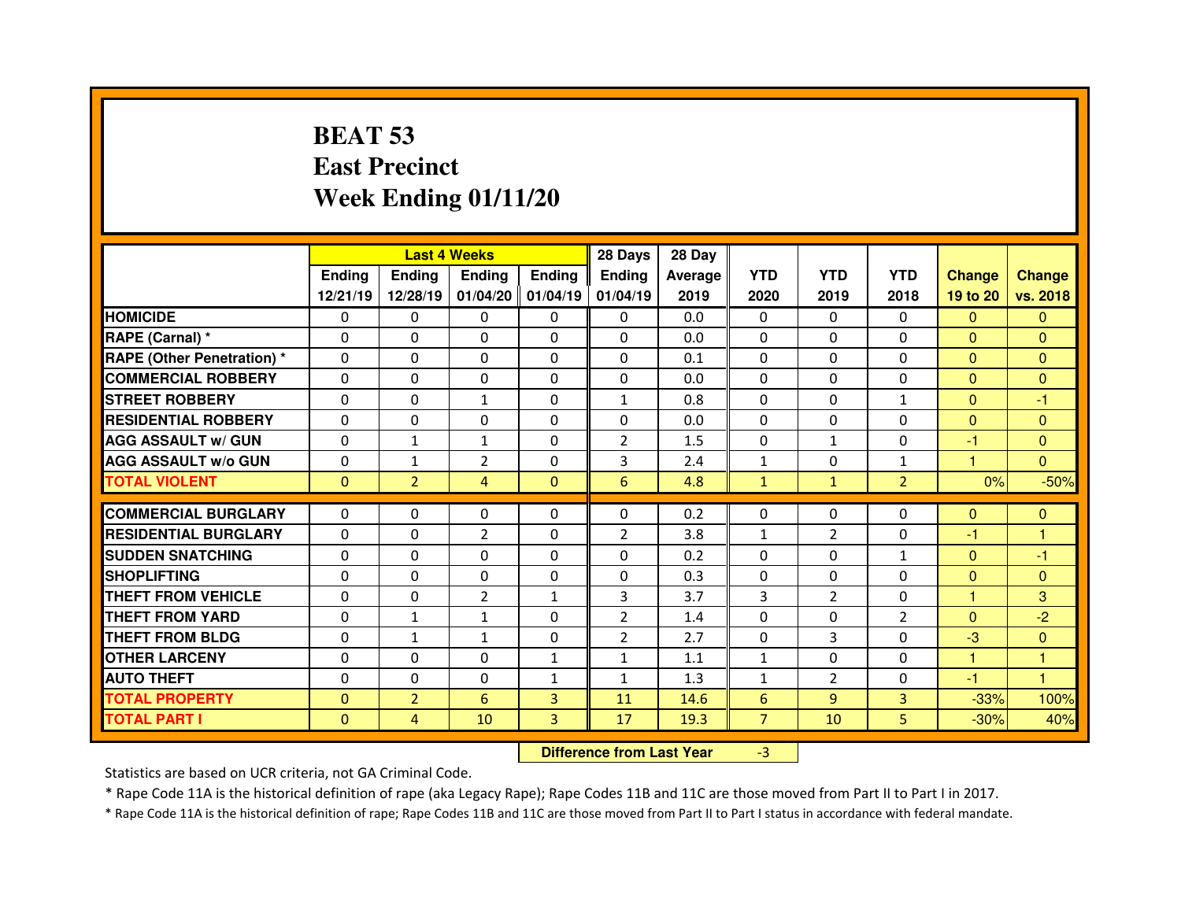# BEAT 53
# East Precinct
# Week Ending 01/11/20

| | Last 4 Weeks | | | | 28 Days | 28 Day | | | | | |
|---|---|---|---|---|---|---|---|---|---|---|---|
| | Ending 12/21/19 | Ending 12/28/19 | Ending 01/04/20 | Ending 01/04/19 | Ending 01/04/19 | Average 2019 | YTD 2020 | YTD 2019 | YTD 2018 | Change 19 to 20 | Change vs. 2018 |
| HOMICIDE | 0 | 0 | 0 | 0 | 0 | 0.0 | 0 | 0 | 0 | 0 | 0 |
| RAPE (Carnal) * | 0 | 0 | 0 | 0 | 0 | 0.0 | 0 | 0 | 0 | 0 | 0 |
| RAPE (Other Penetration) * | 0 | 0 | 0 | 0 | 0 | 0.1 | 0 | 0 | 0 | 0 | 0 |
| COMMERCIAL ROBBERY | 0 | 0 | 0 | 0 | 0 | 0.0 | 0 | 0 | 0 | 0 | 0 |
| STREET ROBBERY | 0 | 0 | 1 | 0 | 1 | 0.8 | 0 | 0 | 1 | 0 | -1 |
| RESIDENTIAL ROBBERY | 0 | 0 | 0 | 0 | 0 | 0.0 | 0 | 0 | 0 | 0 | 0 |
| AGG ASSAULT w/ GUN | 0 | 1 | 1 | 0 | 2 | 1.5 | 0 | 1 | 0 | -1 | 0 |
| AGG ASSAULT w/o GUN | 0 | 1 | 2 | 0 | 3 | 2.4 | 1 | 0 | 1 | 1 | 0 |
| TOTAL VIOLENT | 0 | 2 | 4 | 0 | 6 | 4.8 | 1 | 1 | 2 | 0% | -50% |
| COMMERCIAL BURGLARY | 0 | 0 | 0 | 0 | 0 | 0.2 | 0 | 0 | 0 | 0 | 0 |
| RESIDENTIAL BURGLARY | 0 | 0 | 2 | 0 | 2 | 3.8 | 1 | 2 | 0 | -1 | 1 |
| SUDDEN SNATCHING | 0 | 0 | 0 | 0 | 0 | 0.2 | 0 | 0 | 1 | 0 | -1 |
| SHOPLIFTING | 0 | 0 | 0 | 0 | 0 | 0.3 | 0 | 0 | 0 | 0 | 0 |
| THEFT FROM VEHICLE | 0 | 0 | 2 | 1 | 3 | 3.7 | 3 | 2 | 0 | 1 | 3 |
| THEFT FROM YARD | 0 | 1 | 1 | 0 | 2 | 1.4 | 0 | 0 | 2 | 0 | -2 |
| THEFT FROM BLDG | 0 | 1 | 1 | 0 | 2 | 2.7 | 0 | 3 | 0 | -3 | 0 |
| OTHER LARCENY | 0 | 0 | 0 | 1 | 1 | 1.1 | 1 | 0 | 0 | 1 | 1 |
| AUTO THEFT | 0 | 0 | 0 | 1 | 1 | 1.3 | 1 | 2 | 0 | -1 | 1 |
| TOTAL PROPERTY | 0 | 2 | 6 | 3 | 11 | 14.6 | 6 | 9 | 3 | -33% | 100% |
| TOTAL PART I | 0 | 4 | 10 | 3 | 17 | 19.3 | 7 | 10 | 5 | -30% | 40% |

**Difference from Last Year** -3

Statistics are based on UCR criteria, not GA Criminal Code.

* Rape Code 11A is the historical definition of rape (aka Legacy Rape); Rape Codes 11B and 11C are those moved from Part II to Part I in 2017.

* Rape Code 11A is the historical definition of rape; Rape Codes 11B and 11C are those moved from Part II to Part I status in accordance with federal mandate.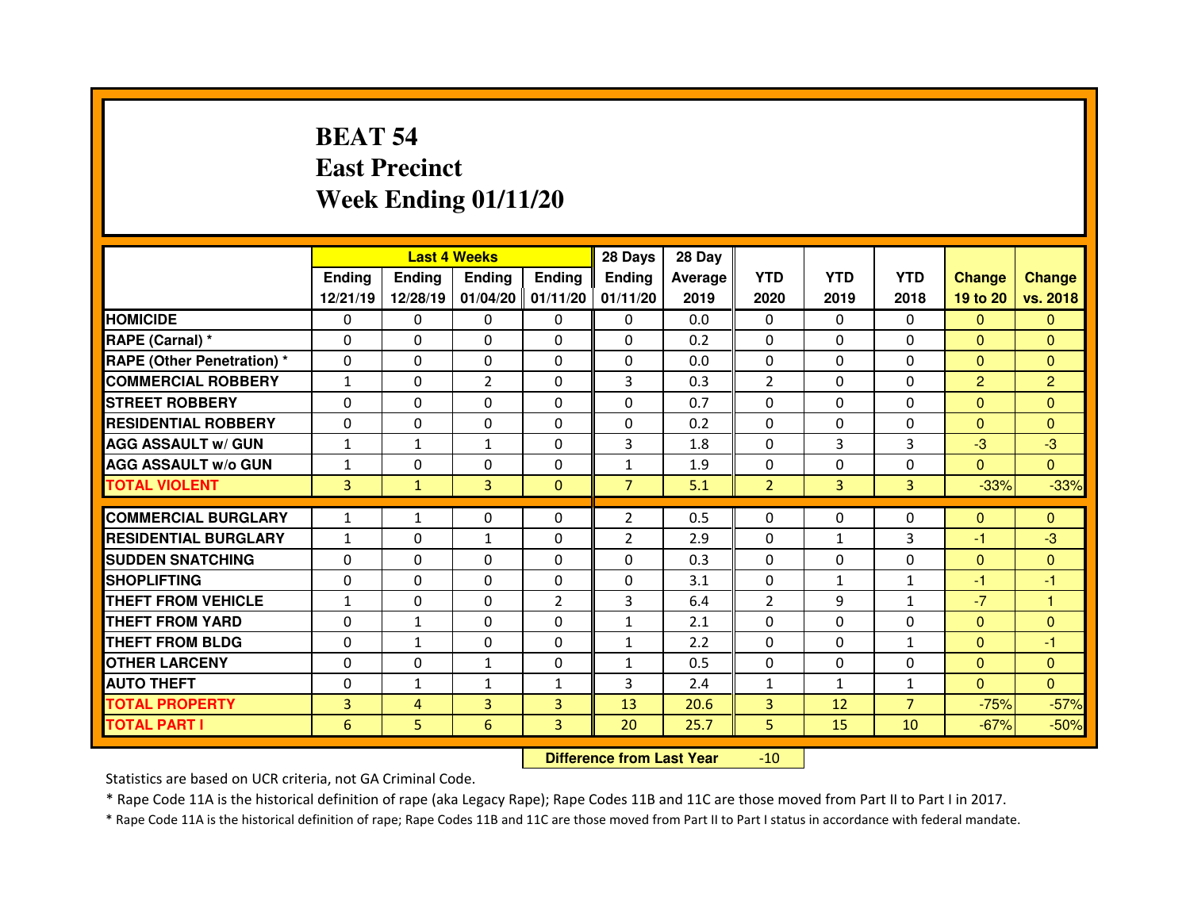# BEAT 54
# East Precinct
# Week Ending 01/11/20

| | Last 4 Weeks | | | | 28 Days | 28 Day | | | | | |
|---|---|---|---|---|---|---|---|---|---|---|---|
| | Ending 12/21/19 | Ending 12/28/19 | Ending 01/04/20 | Ending 01/11/20 | Ending 01/11/20 | Average 2019 | YTD 2020 | YTD 2019 | YTD 2018 | Change 19 to 20 | Change vs. 2018 |
| HOMICIDE | 0 | 0 | 0 | 0 | 0 | 0.0 | 0 | 0 | 0 | 0 | 0 |
| RAPE (Carnal) * | 0 | 0 | 0 | 0 | 0 | 0.2 | 0 | 0 | 0 | 0 | 0 |
| RAPE (Other Penetration) * | 0 | 0 | 0 | 0 | 0 | 0.0 | 0 | 0 | 0 | 0 | 0 |
| COMMERCIAL ROBBERY | 1 | 0 | 2 | 0 | 3 | 0.3 | 2 | 0 | 0 | 2 | 2 |
| STREET ROBBERY | 0 | 0 | 0 | 0 | 0 | 0.7 | 0 | 0 | 0 | 0 | 0 |
| RESIDENTIAL ROBBERY | 0 | 0 | 0 | 0 | 0 | 0.2 | 0 | 0 | 0 | 0 | 0 |
| AGG ASSAULT w/ GUN | 1 | 1 | 1 | 0 | 3 | 1.8 | 0 | 3 | 3 | -3 | -3 |
| AGG ASSAULT w/o GUN | 1 | 0 | 0 | 0 | 1 | 1.9 | 0 | 0 | 0 | 0 | 0 |
| TOTAL VIOLENT | 3 | 1 | 3 | 0 | 7 | 5.1 | 2 | 3 | 3 | -33% | -33% |
| COMMERCIAL BURGLARY | 1 | 1 | 0 | 0 | 2 | 0.5 | 0 | 0 | 0 | 0 | 0 |
| RESIDENTIAL BURGLARY | 1 | 0 | 1 | 0 | 2 | 2.9 | 0 | 1 | 3 | -1 | -3 |
| SUDDEN SNATCHING | 0 | 0 | 0 | 0 | 0 | 0.3 | 0 | 0 | 0 | 0 | 0 |
| SHOPLIFTING | 0 | 0 | 0 | 0 | 0 | 3.1 | 0 | 1 | 1 | -1 | -1 |
| THEFT FROM VEHICLE | 1 | 0 | 0 | 2 | 3 | 6.4 | 2 | 9 | 1 | -7 | 1 |
| THEFT FROM YARD | 0 | 1 | 0 | 0 | 1 | 2.1 | 0 | 0 | 0 | 0 | 0 |
| THEFT FROM BLDG | 0 | 1 | 0 | 0 | 1 | 2.2 | 0 | 0 | 1 | 0 | -1 |
| OTHER LARCENY | 0 | 0 | 1 | 0 | 1 | 0.5 | 0 | 0 | 0 | 0 | 0 |
| AUTO THEFT | 0 | 1 | 1 | 1 | 3 | 2.4 | 1 | 1 | 1 | 0 | 0 |
| TOTAL PROPERTY | 3 | 4 | 3 | 3 | 13 | 20.6 | 3 | 12 | 7 | -75% | -57% |
| TOTAL PART I | 6 | 5 | 6 | 3 | 20 | 25.7 | 5 | 15 | 10 | -67% | -50% |

**Difference from Last Year** -10

Statistics are based on UCR criteria, not GA Criminal Code.

* Rape Code 11A is the historical definition of rape (aka Legacy Rape); Rape Codes 11B and 11C are those moved from Part II to Part I in 2017.

* Rape Code 11A is the historical definition of rape; Rape Codes 11B and 11C are those moved from Part II to Part I status in accordance with federal mandate.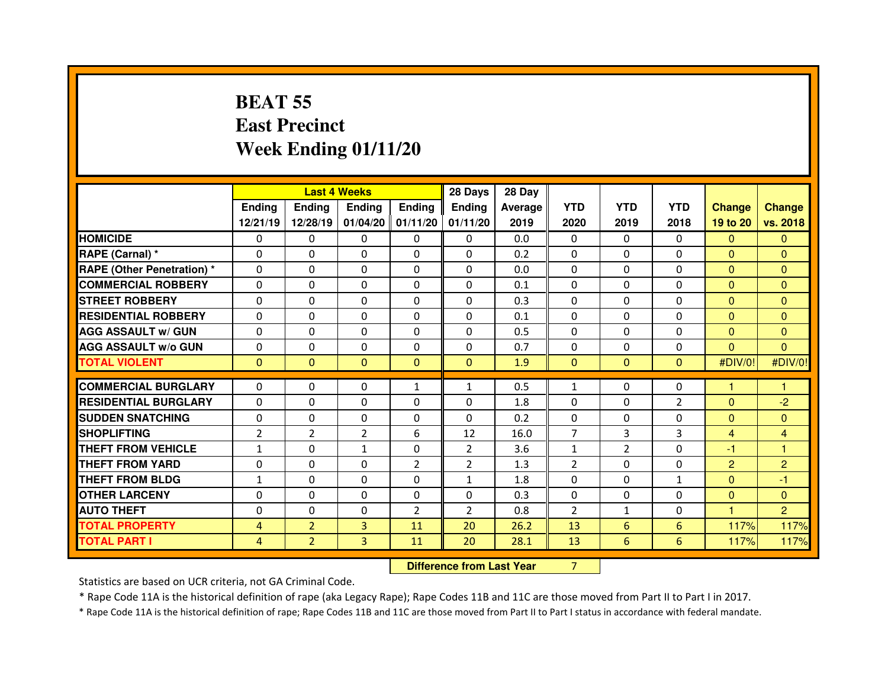# BEAT 55
# East Precinct
# Week Ending 01/11/20

| | Last 4 Weeks | | | | 28 Days | 28 Day | YTD | YTD | YTD | Change | Change |
|---|---|---|---|---|---|---|---|---|---|---|---|
| | Ending 12/21/19 | Ending 12/28/19 | Ending 01/04/20 | Ending 01/11/20 | Ending 01/11/20 | Average 2019 | 2020 | 2019 | 2018 | 19 to 20 | vs. 2018 |
| **HOMICIDE** | 0 | 0 | 0 | 0 | 0 | 0.0 | 0 | 0 | 0 | 0 | 0 |
| **RAPE (Carnal) *** | 0 | 0 | 0 | 0 | 0 | 0.2 | 0 | 0 | 0 | 0 | 0 |
| **RAPE (Other Penetration) *** | 0 | 0 | 0 | 0 | 0 | 0.0 | 0 | 0 | 0 | 0 | 0 |
| **COMMERCIAL ROBBERY** | 0 | 0 | 0 | 0 | 0 | 0.1 | 0 | 0 | 0 | 0 | 0 |
| **STREET ROBBERY** | 0 | 0 | 0 | 0 | 0 | 0.3 | 0 | 0 | 0 | 0 | 0 |
| **RESIDENTIAL ROBBERY** | 0 | 0 | 0 | 0 | 0 | 0.1 | 0 | 0 | 0 | 0 | 0 |
| **AGG ASSAULT w/ GUN** | 0 | 0 | 0 | 0 | 0 | 0.5 | 0 | 0 | 0 | 0 | 0 |
| **AGG ASSAULT w/o GUN** | 0 | 0 | 0 | 0 | 0 | 0.7 | 0 | 0 | 0 | 0 | 0 |
| **TOTAL VIOLENT** | 0 | 0 | 0 | 0 | 0 | 1.9 | 0 | 0 | 0 | #DIV/0! | #DIV/0! |
| **COMMERCIAL BURGLARY** | 0 | 0 | 0 | 1 | 1 | 0.5 | 1 | 0 | 0 | 1 | 1 |
| **RESIDENTIAL BURGLARY** | 0 | 0 | 0 | 0 | 0 | 1.8 | 0 | 0 | 2 | 0 | -2 |
| **SUDDEN SNATCHING** | 0 | 0 | 0 | 0 | 0 | 0.2 | 0 | 0 | 0 | 0 | 0 |
| **SHOPLIFTING** | 2 | 2 | 2 | 6 | 12 | 16.0 | 7 | 3 | 3 | 4 | 4 |
| **THEFT FROM VEHICLE** | 1 | 0 | 1 | 0 | 2 | 3.6 | 1 | 2 | 0 | -1 | 1 |
| **THEFT FROM YARD** | 0 | 0 | 0 | 2 | 2 | 1.3 | 2 | 0 | 0 | 2 | 2 |
| **THEFT FROM BLDG** | 1 | 0 | 0 | 0 | 1 | 1.8 | 0 | 0 | 1 | 0 | -1 |
| **OTHER LARCENY** | 0 | 0 | 0 | 0 | 0 | 0.3 | 0 | 0 | 0 | 0 | 0 |
| **AUTO THEFT** | 0 | 0 | 0 | 2 | 2 | 0.8 | 2 | 1 | 0 | 1 | 2 |
| **TOTAL PROPERTY** | 4 | 2 | 3 | 11 | 20 | 26.2 | 13 | 6 | 6 | 117% | 117% |
| **TOTAL PART I** | 4 | 2 | 3 | 11 | 20 | 28.1 | 13 | 6 | 6 | 117% | 117% |

**Difference from Last Year** 7

Statistics are based on UCR criteria, not GA Criminal Code.

* Rape Code 11A is the historical definition of rape (aka Legacy Rape); Rape Codes 11B and 11C are those moved from Part II to Part I in 2017.

* Rape Code 11A is the historical definition of rape; Rape Codes 11B and 11C are those moved from Part II to Part I status in accordance with federal mandate.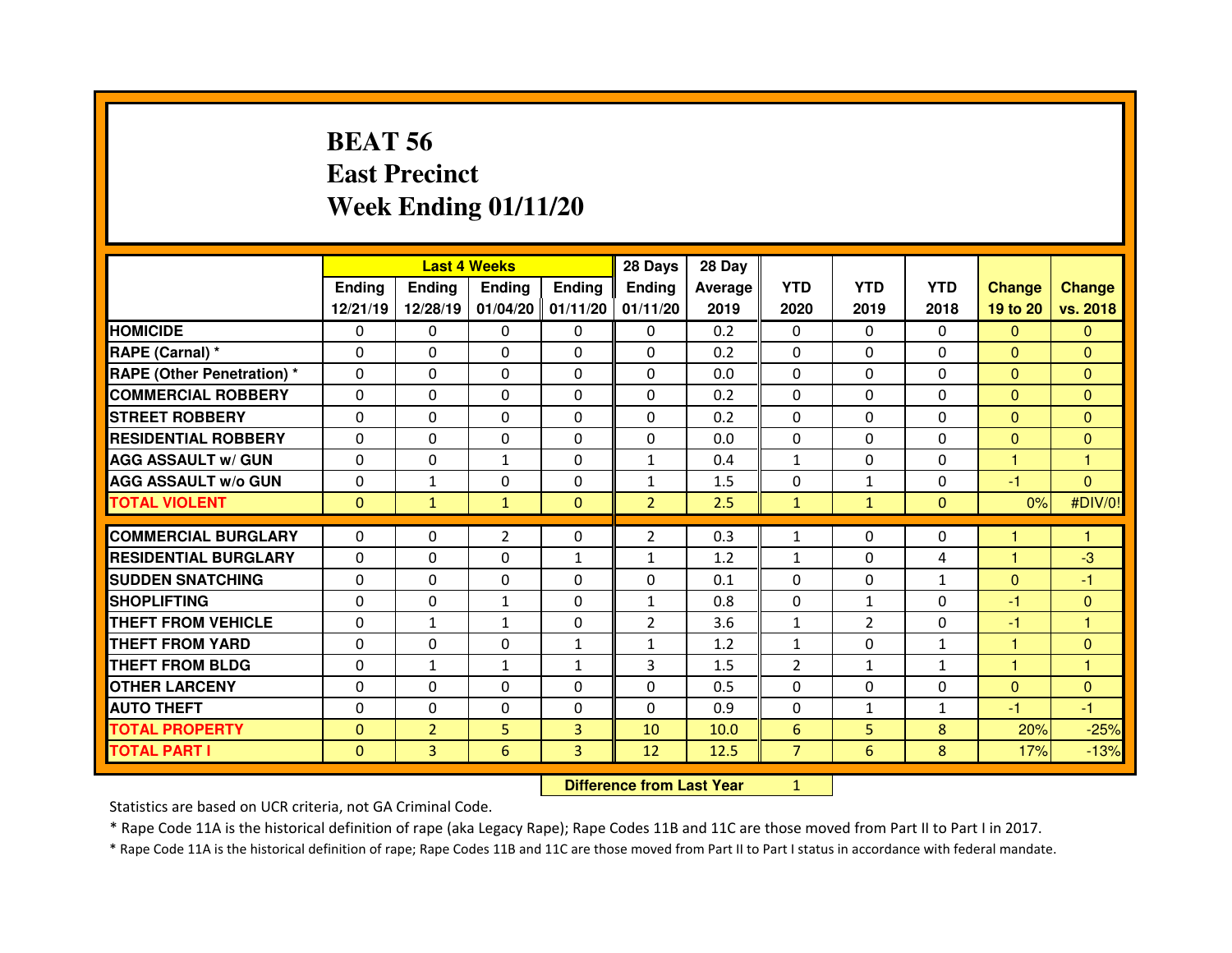# BEAT 56
# East Precinct
# Week Ending 01/11/20

| | Last 4 Weeks | | | | 28 Days | 28 Day | | | | | |
|---|---|---|---|---|---|---|---|---|---|---|---|
| | Ending 12/21/19 | Ending 12/28/19 | Ending 01/04/20 | Ending 01/11/20 | Ending 01/11/20 | Average 2019 | YTD 2020 | YTD 2019 | YTD 2018 | Change 19 to 20 | Change vs. 2018 |
| **HOMICIDE** | 0 | 0 | 0 | 0 | 0 | 0.2 | 0 | 0 | 0 | 0 | 0 |
| **RAPE (Carnal) *** | 0 | 0 | 0 | 0 | 0 | 0.2 | 0 | 0 | 0 | 0 | 0 |
| **RAPE (Other Penetration) *** | 0 | 0 | 0 | 0 | 0 | 0.0 | 0 | 0 | 0 | 0 | 0 |
| **COMMERCIAL ROBBERY** | 0 | 0 | 0 | 0 | 0 | 0.2 | 0 | 0 | 0 | 0 | 0 |
| **STREET ROBBERY** | 0 | 0 | 0 | 0 | 0 | 0.2 | 0 | 0 | 0 | 0 | 0 |
| **RESIDENTIAL ROBBERY** | 0 | 0 | 0 | 0 | 0 | 0.0 | 0 | 0 | 0 | 0 | 0 |
| **AGG ASSAULT w/ GUN** | 0 | 0 | 1 | 0 | 1 | 0.4 | 1 | 0 | 0 | 1 | 1 |
| **AGG ASSAULT w/o GUN** | 0 | 1 | 0 | 0 | 1 | 1.5 | 0 | 1 | 0 | -1 | 0 |
| **TOTAL VIOLENT** | 0 | 1 | 1 | 0 | 2 | 2.5 | 1 | 1 | 0 | 0% | #DIV/0! |
| **COMMERCIAL BURGLARY** | 0 | 0 | 2 | 0 | 2 | 0.3 | 1 | 0 | 0 | 1 | 1 |
| **RESIDENTIAL BURGLARY** | 0 | 0 | 0 | 1 | 1 | 1.2 | 1 | 0 | 4 | 1 | -3 |
| **SUDDEN SNATCHING** | 0 | 0 | 0 | 0 | 0 | 0.1 | 0 | 0 | 1 | 0 | -1 |
| **SHOPLIFTING** | 0 | 0 | 1 | 0 | 1 | 0.8 | 0 | 1 | 0 | -1 | 0 |
| **THEFT FROM VEHICLE** | 0 | 1 | 1 | 0 | 2 | 3.6 | 1 | 2 | 0 | -1 | 1 |
| **THEFT FROM YARD** | 0 | 0 | 0 | 1 | 1 | 1.2 | 1 | 0 | 1 | 1 | 0 |
| **THEFT FROM BLDG** | 0 | 1 | 1 | 1 | 3 | 1.5 | 2 | 1 | 1 | 1 | 1 |
| **OTHER LARCENY** | 0 | 0 | 0 | 0 | 0 | 0.5 | 0 | 0 | 0 | 0 | 0 |
| **AUTO THEFT** | 0 | 0 | 0 | 0 | 0 | 0.9 | 0 | 1 | 1 | -1 | -1 |
| **TOTAL PROPERTY** | 0 | 2 | 5 | 3 | 10 | 10.0 | 6 | 5 | 8 | 20% | -25% |
| **TOTAL PART I** | 0 | 3 | 6 | 3 | 12 | 12.5 | 7 | 6 | 8 | 17% | -13% |

**Difference from Last Year** 1

Statistics are based on UCR criteria, not GA Criminal Code.

* Rape Code 11A is the historical definition of rape (aka Legacy Rape); Rape Codes 11B and 11C are those moved from Part II to Part I in 2017.

* Rape Code 11A is the historical definition of rape; Rape Codes 11B and 11C are those moved from Part II to Part I status in accordance with federal mandate.